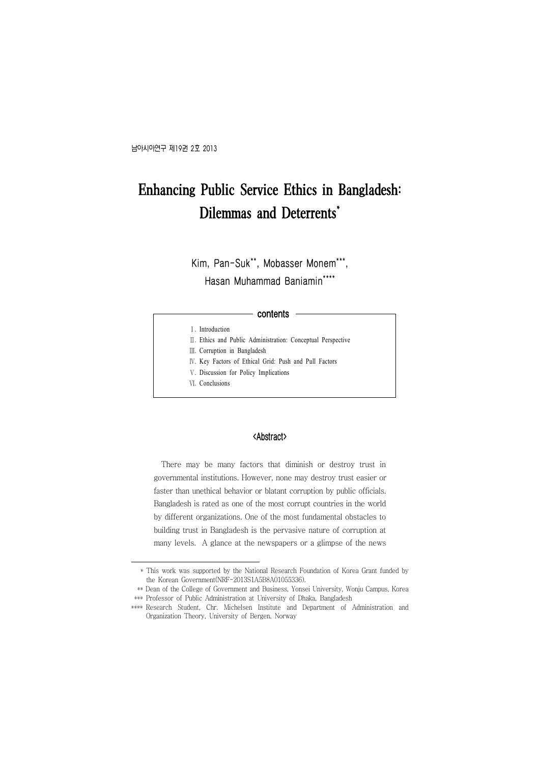# Enhancing Public Service Ethics in Bangladesh: Dilemmas and Deterrents*

Kim, Pan-Suk**, Mobasser Monem***, Hasan Muhammad Baniamin****

**contents**

Ⅰ. Introduction
Ⅱ. Ethics and Public Administration: Conceptual Perspective
Ⅲ. Corruption in Bangladesh
Ⅳ. Key Factors of Ethical Grid: Push and Pull Factors
Ⅴ. Discussion for Policy Implications
Ⅵ. Conclusions

## <Abstract>

There may be many factors that diminish or destroy trust in governmental institutions. However, none may destroy trust easier or faster than unethical behavior or blatant corruption by public officials. Bangladesh is rated as one of the most corrupt countries in the world by different organizations. One of the most fundamental obstacles to building trust in Bangladesh is the pervasive nature of corruption at many levels. A glance at the newspapers or a glimpse of the news

---

\* This work was supported by the National Research Foundation of Korea Grant funded by the Korean Government(NRF-2013S1A5B8A01055336).

\*\* Dean of the College of Government and Business, Yonsei University, Wonju Campus, Korea

\*\*\* Professor of Public Administration at University of Dhaka, Bangladesh

\*\*\*\* Research Student, Chr. Michelsen Institute and Department of Administration and Organization Theory, University of Bergen, Norway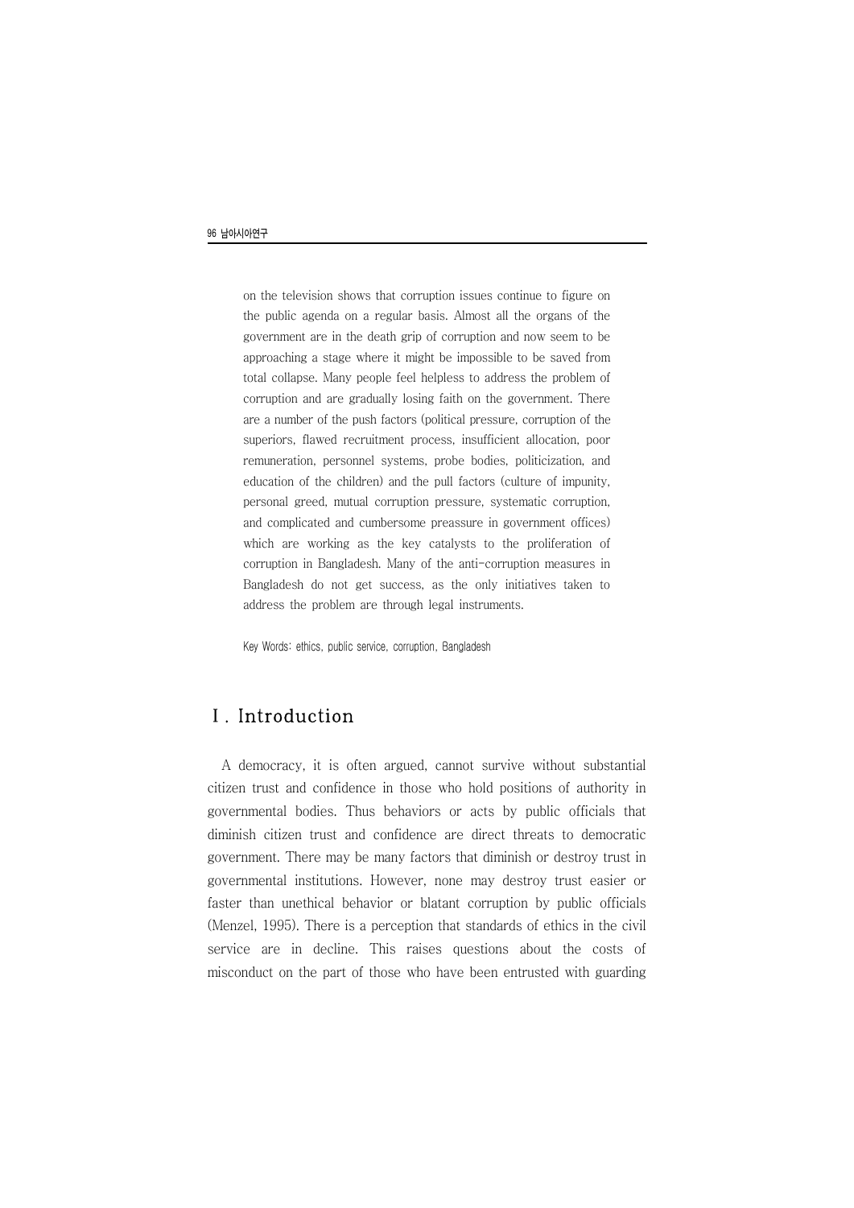on the television shows that corruption issues continue to figure on the public agenda on a regular basis. Almost all the organs of the government are in the death grip of corruption and now seem to be approaching a stage where it might be impossible to be saved from total collapse. Many people feel helpless to address the problem of corruption and are gradually losing faith on the government. There are a number of the push factors (political pressure, corruption of the superiors, flawed recruitment process, insufficient allocation, poor remuneration, personnel systems, probe bodies, politicization, and education of the children) and the pull factors (culture of impunity, personal greed, mutual corruption pressure, systematic corruption, and complicated and cumbersome preassure in government offices) which are working as the key catalysts to the proliferation of corruption in Bangladesh. Many of the anti-corruption measures in Bangladesh do not get success, as the only initiatives taken to address the problem are through legal instruments.

Key Words: ethics, public service, corruption, Bangladesh

## Ⅰ. Introduction

A democracy, it is often argued, cannot survive without substantial citizen trust and confidence in those who hold positions of authority in governmental bodies. Thus behaviors or acts by public officials that diminish citizen trust and confidence are direct threats to democratic government. There may be many factors that diminish or destroy trust in governmental institutions. However, none may destroy trust easier or faster than unethical behavior or blatant corruption by public officials (Menzel, 1995). There is a perception that standards of ethics in the civil service are in decline. This raises questions about the costs of misconduct on the part of those who have been entrusted with guarding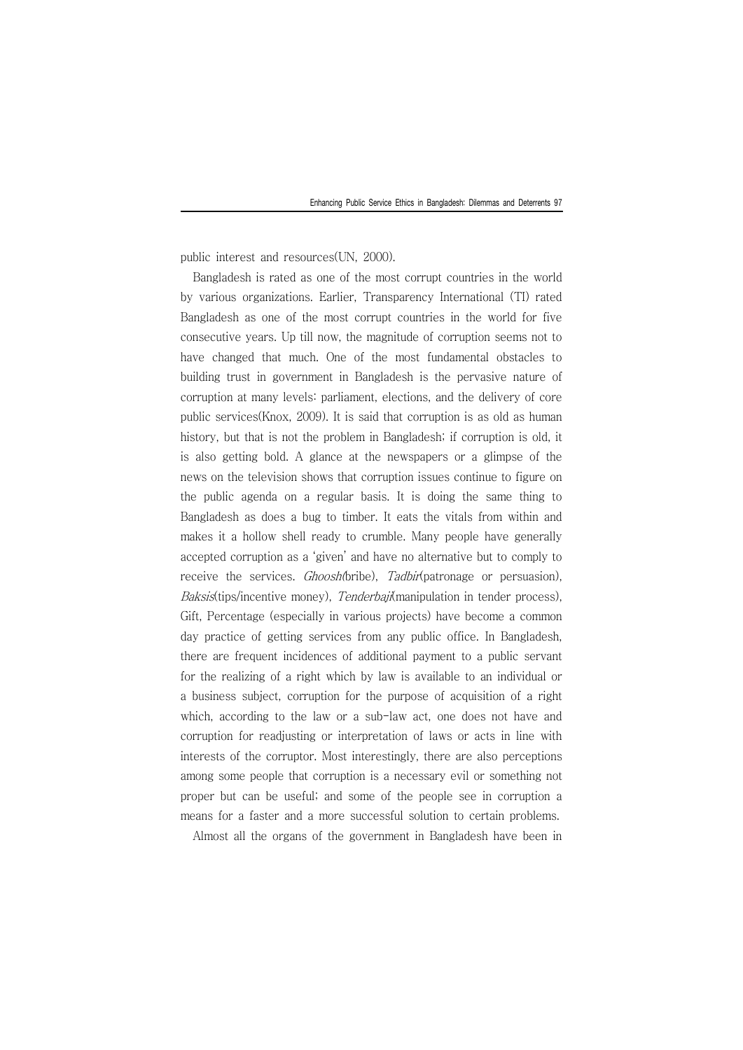public interest and resources(UN, 2000).

Bangladesh is rated as one of the most corrupt countries in the world by various organizations. Earlier, Transparency International (TI) rated Bangladesh as one of the most corrupt countries in the world for five consecutive years. Up till now, the magnitude of corruption seems not to have changed that much. One of the most fundamental obstacles to building trust in government in Bangladesh is the pervasive nature of corruption at many levels: parliament, elections, and the delivery of core public services(Knox, 2009). It is said that corruption is as old as human history, but that is not the problem in Bangladesh; if corruption is old, it is also getting bold. A glance at the newspapers or a glimpse of the news on the television shows that corruption issues continue to figure on the public agenda on a regular basis. It is doing the same thing to Bangladesh as does a bug to timber. It eats the vitals from within and makes it a hollow shell ready to crumble. Many people have generally accepted corruption as a 'given' and have no alternative but to comply to receive the services. *Ghoosh*(bribe), *Tadbir*(patronage or persuasion), *Baksis*(tips/incentive money), *Tenderbaji*(manipulation in tender process), Gift, Percentage (especially in various projects) have become a common day practice of getting services from any public office. In Bangladesh, there are frequent incidences of additional payment to a public servant for the realizing of a right which by law is available to an individual or a business subject, corruption for the purpose of acquisition of a right which, according to the law or a sub-law act, one does not have and corruption for readjusting or interpretation of laws or acts in line with interests of the corruptor. Most interestingly, there are also perceptions among some people that corruption is a necessary evil or something not proper but can be useful; and some of the people see in corruption a means for a faster and a more successful solution to certain problems.

Almost all the organs of the government in Bangladesh have been in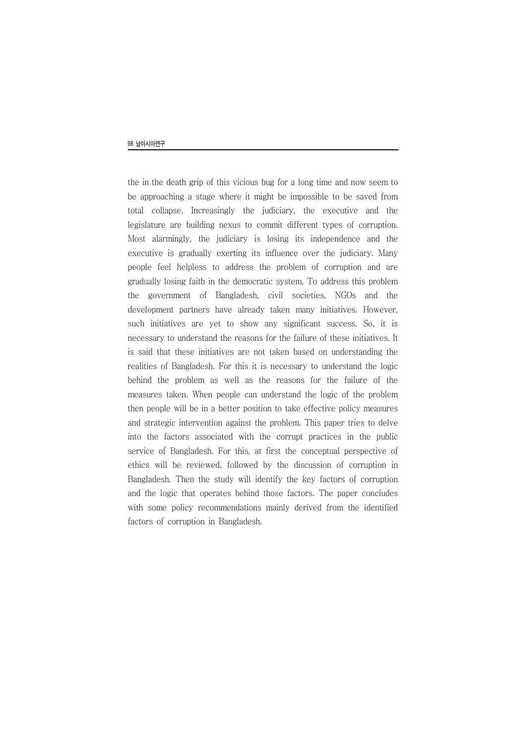the in the death grip of this vicious bug for a long time and now seem to be approaching a stage where it might be impossible to be saved from total collapse. Increasingly the judiciary, the executive and the legislature are building nexus to commit different types of corruption. Most alarmingly, the judiciary is losing its independence and the executive is gradually exerting its influence over the judiciary. Many people feel helpless to address the problem of corruption and are gradually losing faith in the democratic system. To address this problem the government of Bangladesh, civil societies, NGOs and the development partners have already taken many initiatives. However, such initiatives are yet to show any significant success. So, it is necessary to understand the reasons for the failure of these initiatives. It is said that these initiatives are not taken based on understanding the realities of Bangladesh. For this it is necessary to understand the logic behind the problem as well as the reasons for the failure of the measures taken. When people can understand the logic of the problem then people will be in a better position to take effective policy measures and strategic intervention against the problem. This paper tries to delve into the factors associated with the corrupt practices in the public service of Bangladesh. For this, at first the conceptual perspective of ethics will be reviewed, followed by the discussion of corruption in Bangladesh. Then the study will identify the key factors of corruption and the logic that operates behind those factors. The paper concludes with some policy recommendations mainly derived from the identified factors of corruption in Bangladesh.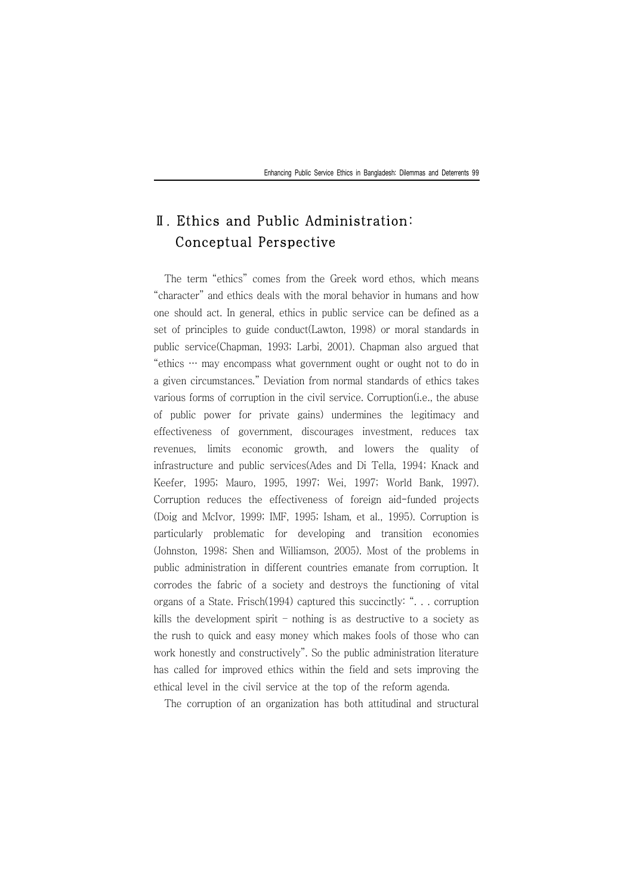## Ⅱ. Ethics and Public Administration: Conceptual Perspective

The term "ethics" comes from the Greek word ethos, which means "character" and ethics deals with the moral behavior in humans and how one should act. In general, ethics in public service can be defined as a set of principles to guide conduct(Lawton, 1998) or moral standards in public service(Chapman, 1993; Larbi, 2001). Chapman also argued that "ethics … may encompass what government ought or ought not to do in a given circumstances." Deviation from normal standards of ethics takes various forms of corruption in the civil service. Corruption(i.e., the abuse of public power for private gains) undermines the legitimacy and effectiveness of government, discourages investment, reduces tax revenues, limits economic growth, and lowers the quality of infrastructure and public services(Ades and Di Tella, 1994; Knack and Keefer, 1995; Mauro, 1995, 1997; Wei, 1997; World Bank, 1997). Corruption reduces the effectiveness of foreign aid-funded projects (Doig and McIvor, 1999; IMF, 1995; Isham, et al., 1995). Corruption is particularly problematic for developing and transition economies (Johnston, 1998; Shen and Williamson, 2005). Most of the problems in public administration in different countries emanate from corruption. It corrodes the fabric of a society and destroys the functioning of vital organs of a State. Frisch(1994) captured this succinctly: ". . . corruption kills the development spirit – nothing is as destructive to a society as the rush to quick and easy money which makes fools of those who can work honestly and constructively". So the public administration literature has called for improved ethics within the field and sets improving the ethical level in the civil service at the top of the reform agenda.

The corruption of an organization has both attitudinal and structural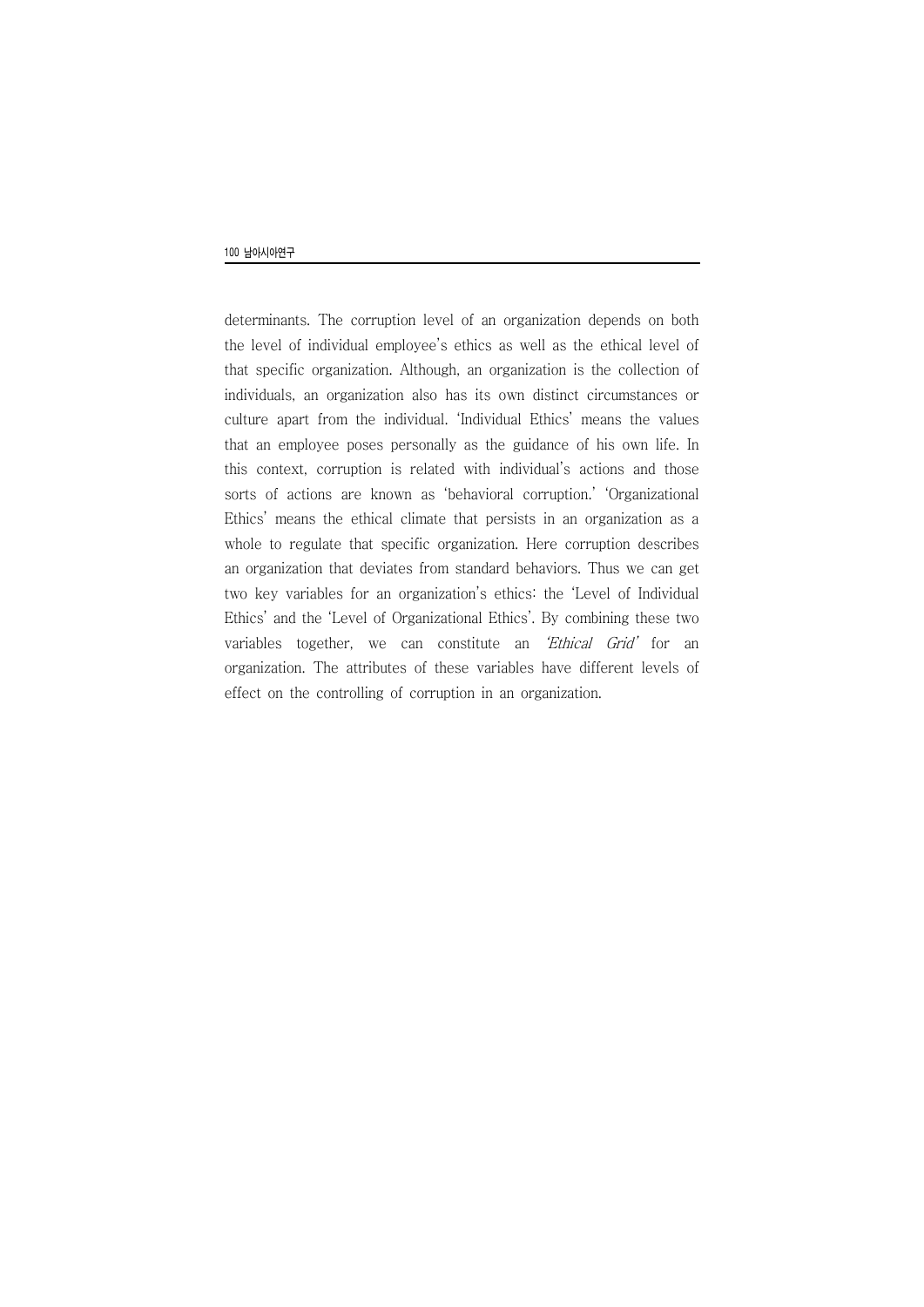determinants. The corruption level of an organization depends on both the level of individual employee's ethics as well as the ethical level of that specific organization. Although, an organization is the collection of individuals, an organization also has its own distinct circumstances or culture apart from the individual. 'Individual Ethics' means the values that an employee poses personally as the guidance of his own life. In this context, corruption is related with individual's actions and those sorts of actions are known as 'behavioral corruption.' 'Organizational Ethics' means the ethical climate that persists in an organization as a whole to regulate that specific organization. Here corruption describes an organization that deviates from standard behaviors. Thus we can get two key variables for an organization's ethics: the 'Level of Individual Ethics' and the 'Level of Organizational Ethics'. By combining these two variables together, we can constitute an *'Ethical Grid'* for an organization. The attributes of these variables have different levels of effect on the controlling of corruption in an organization.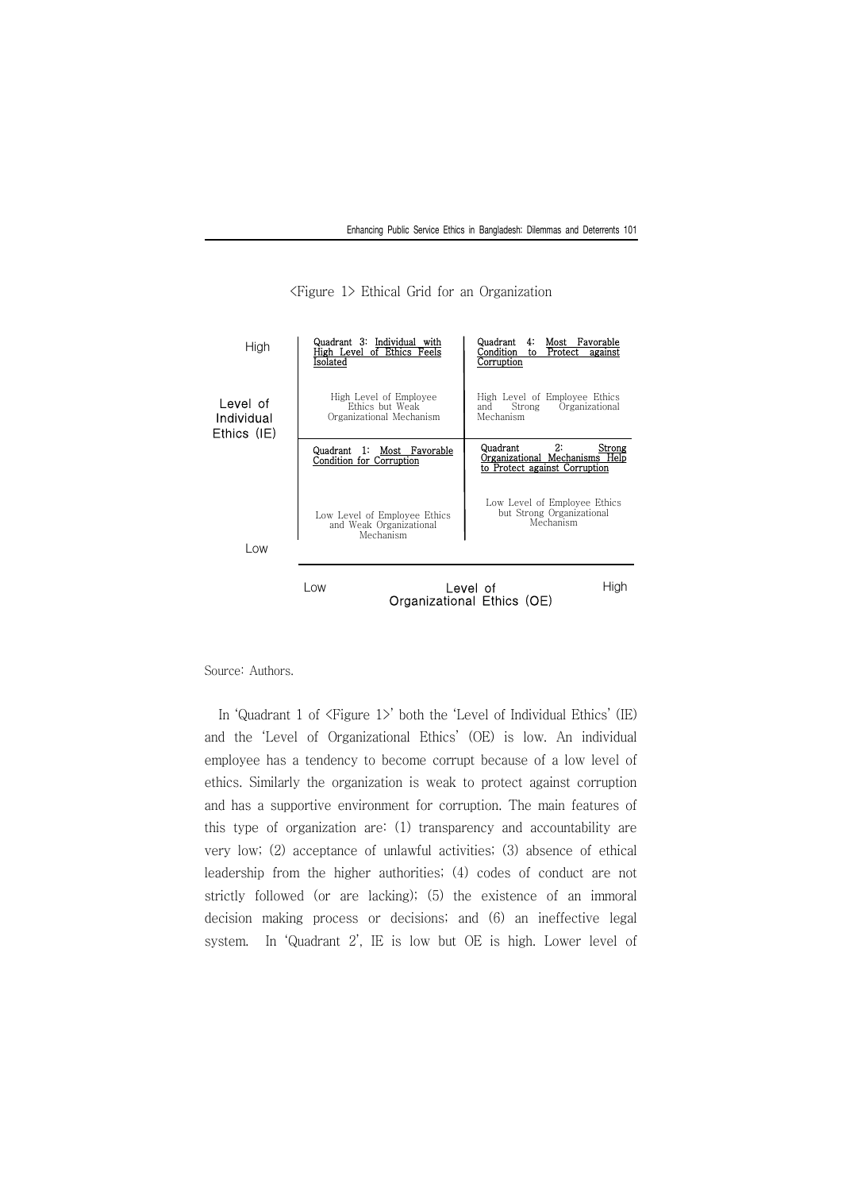<Figure 1> Ethical Grid for an Organization

| Level of Individual Ethics (IE) | Low — Level of Organizational Ethics (OE) | High — Level of Organizational Ethics (OE) |
|---|---|---|
| High | **Quadrant 3: Individual with High Level of Ethics Feels Isolated**<br>High Level of Employee Ethics but Weak Organizational Mechanism | **Quadrant 4: Most Favorable Condition to Protect against Corruption**<br>High Level of Employee Ethics and Strong Organizational Mechanism |
| Low | **Quadrant 1: Most Favorable Condition for Corruption**<br>Low Level of Employee Ethics and Weak Organizational Mechanism | **Quadrant 2: Strong Organizational Mechanisms Help to Protect against Corruption**<br>Low Level of Employee Ethics but Strong Organizational Mechanism |

Source: Authors.

In 'Quadrant 1 of <Figure 1>' both the 'Level of Individual Ethics' (IE) and the 'Level of Organizational Ethics' (OE) is low. An individual employee has a tendency to become corrupt because of a low level of ethics. Similarly the organization is weak to protect against corruption and has a supportive environment for corruption. The main features of this type of organization are: (1) transparency and accountability are very low; (2) acceptance of unlawful activities; (3) absence of ethical leadership from the higher authorities; (4) codes of conduct are not strictly followed (or are lacking); (5) the existence of an immoral decision making process or decisions; and (6) an ineffective legal system. In 'Quadrant 2', IE is low but OE is high. Lower level of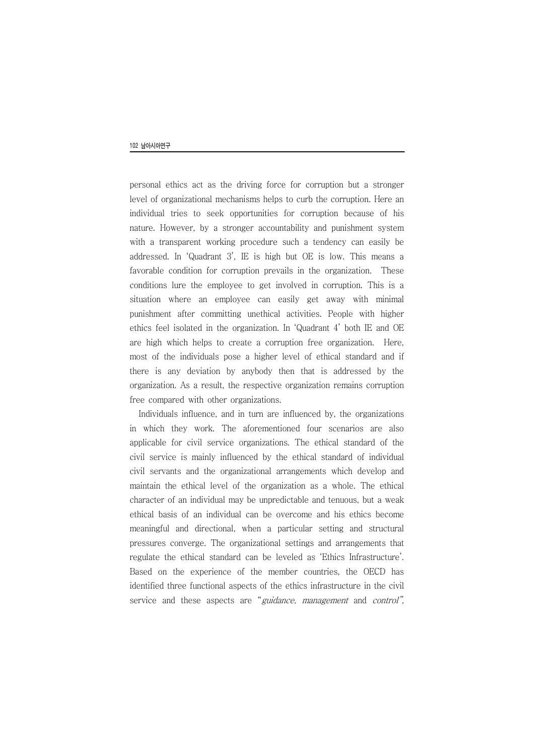personal ethics act as the driving force for corruption but a stronger level of organizational mechanisms helps to curb the corruption. Here an individual tries to seek opportunities for corruption because of his nature. However, by a stronger accountability and punishment system with a transparent working procedure such a tendency can easily be addressed. In 'Quadrant 3', IE is high but OE is low. This means a favorable condition for corruption prevails in the organization. These conditions lure the employee to get involved in corruption. This is a situation where an employee can easily get away with minimal punishment after committing unethical activities. People with higher ethics feel isolated in the organization. In 'Quadrant 4' both IE and OE are high which helps to create a corruption free organization. Here, most of the individuals pose a higher level of ethical standard and if there is any deviation by anybody then that is addressed by the organization. As a result, the respective organization remains corruption free compared with other organizations.

Individuals influence, and in turn are influenced by, the organizations in which they work. The aforementioned four scenarios are also applicable for civil service organizations. The ethical standard of the civil service is mainly influenced by the ethical standard of individual civil servants and the organizational arrangements which develop and maintain the ethical level of the organization as a whole. The ethical character of an individual may be unpredictable and tenuous, but a weak ethical basis of an individual can be overcome and his ethics become meaningful and directional, when a particular setting and structural pressures converge. The organizational settings and arrangements that regulate the ethical standard can be leveled as 'Ethics Infrastructure'. Based on the experience of the member countries, the OECD has identified three functional aspects of the ethics infrastructure in the civil service and these aspects are "*guidance, management* and *control*",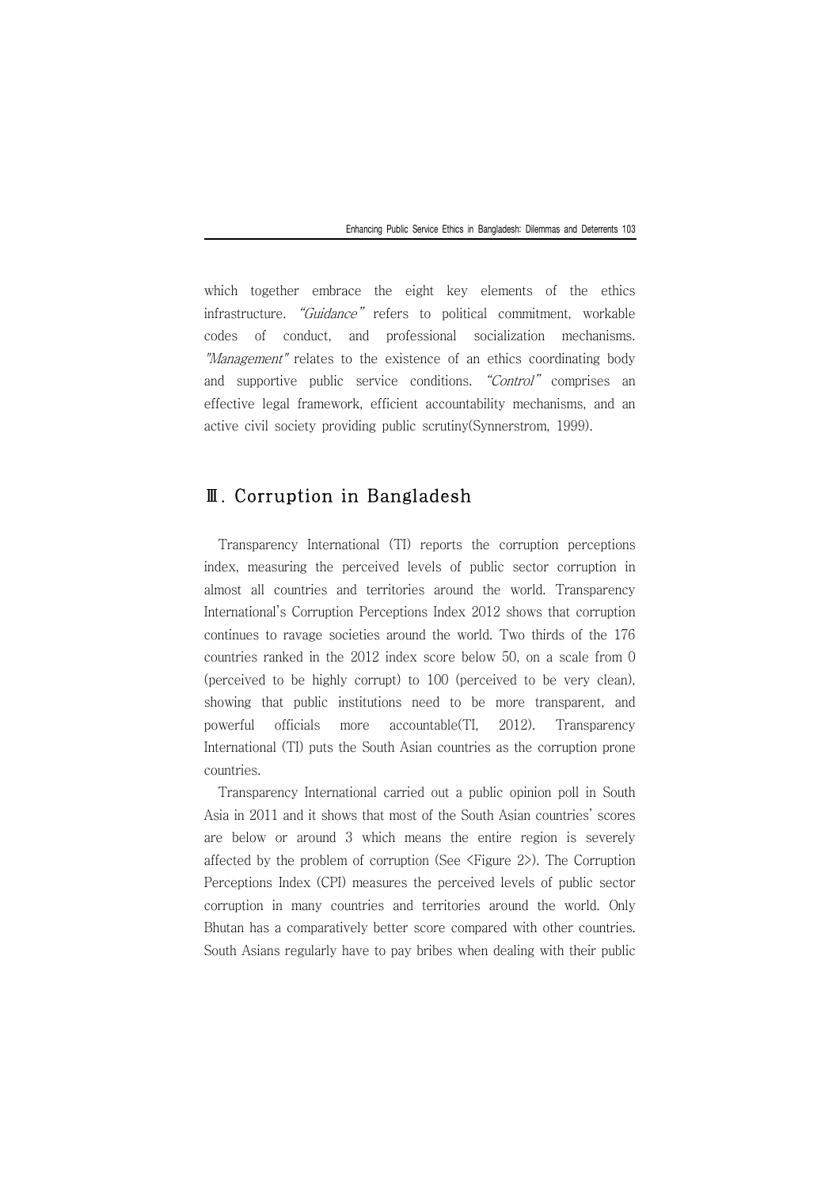which together embrace the eight key elements of the ethics infrastructure. *"Guidance"* refers to political commitment, workable codes of conduct, and professional socialization mechanisms. *"Management"* relates to the existence of an ethics coordinating body and supportive public service conditions. *"Control"* comprises an effective legal framework, efficient accountability mechanisms, and an active civil society providing public scrutiny(Synnerstrom, 1999).

## Ⅲ. Corruption in Bangladesh

Transparency International (TI) reports the corruption perceptions index, measuring the perceived levels of public sector corruption in almost all countries and territories around the world. Transparency International's Corruption Perceptions Index 2012 shows that corruption continues to ravage societies around the world. Two thirds of the 176 countries ranked in the 2012 index score below 50, on a scale from 0 (perceived to be highly corrupt) to 100 (perceived to be very clean), showing that public institutions need to be more transparent, and powerful officials more accountable(TI, 2012). Transparency International (TI) puts the South Asian countries as the corruption prone countries.

Transparency International carried out a public opinion poll in South Asia in 2011 and it shows that most of the South Asian countries' scores are below or around 3 which means the entire region is severely affected by the problem of corruption (See <Figure 2>). The Corruption Perceptions Index (CPI) measures the perceived levels of public sector corruption in many countries and territories around the world. Only Bhutan has a comparatively better score compared with other countries. South Asians regularly have to pay bribes when dealing with their public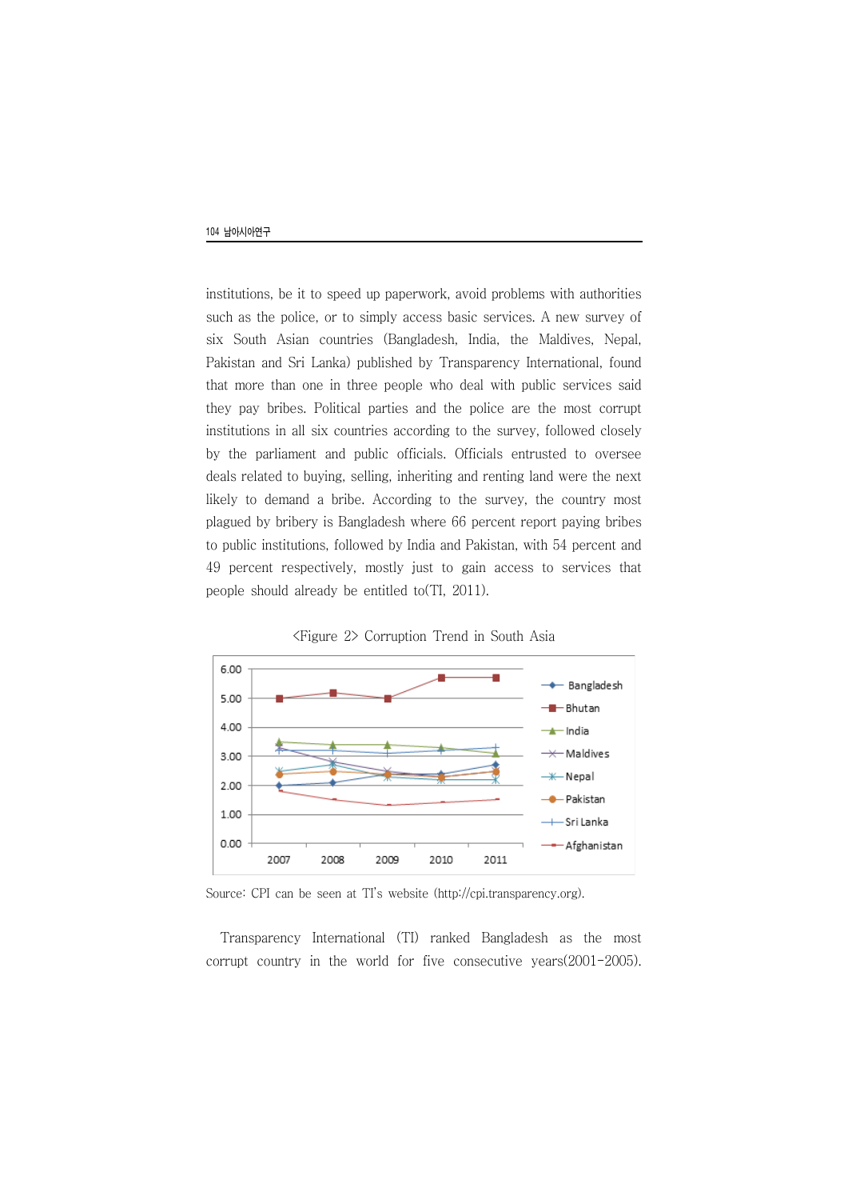institutions, be it to speed up paperwork, avoid problems with authorities such as the police, or to simply access basic services. A new survey of six South Asian countries (Bangladesh, India, the Maldives, Nepal, Pakistan and Sri Lanka) published by Transparency International, found that more than one in three people who deal with public services said they pay bribes. Political parties and the police are the most corrupt institutions in all six countries according to the survey, followed closely by the parliament and public officials. Officials entrusted to oversee deals related to buying, selling, inheriting and renting land were the next likely to demand a bribe. According to the survey, the country most plagued by bribery is Bangladesh where 66 percent report paying bribes to public institutions, followed by India and Pakistan, with 54 percent and 49 percent respectively, mostly just to gain access to services that people should already be entitled to(TI, 2011).

<Figure 2> Corruption Trend in South Asia

Source: CPI can be seen at TI's website (http://cpi.transparency.org).

Transparency International (TI) ranked Bangladesh as the most corrupt country in the world for five consecutive years(2001-2005).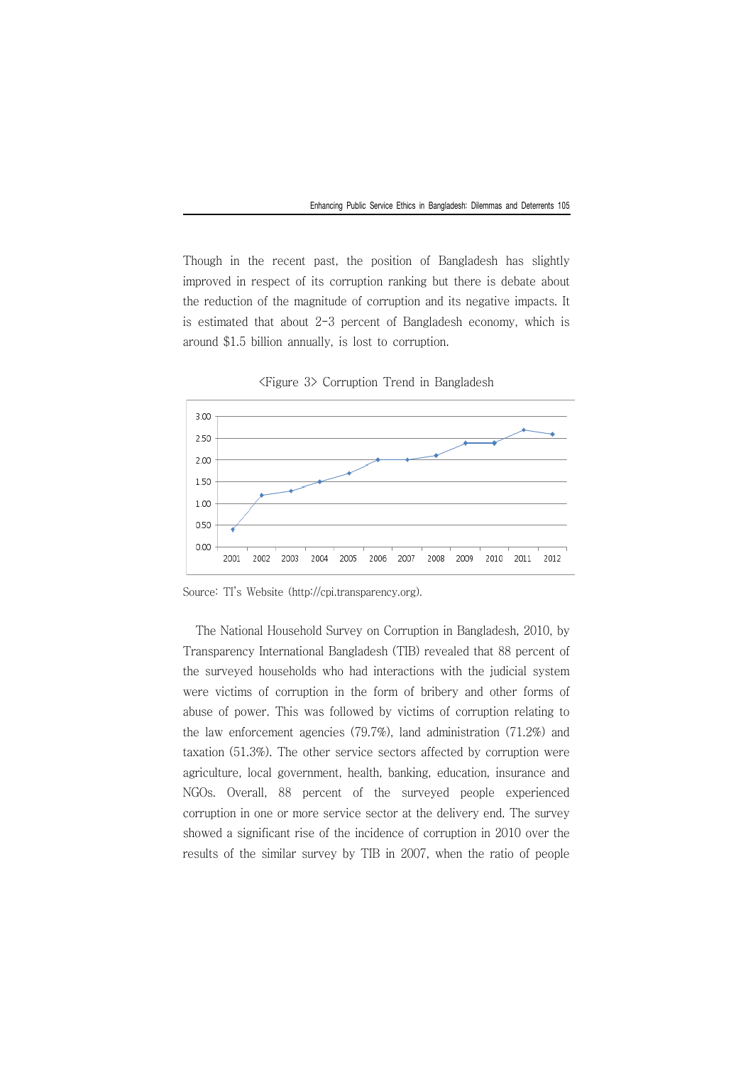Though in the recent past, the position of Bangladesh has slightly improved in respect of its corruption ranking but there is debate about the reduction of the magnitude of corruption and its negative impacts. It is estimated that about 2-3 percent of Bangladesh economy, which is around $1.5 billion annually, is lost to corruption.

<Figure 3> Corruption Trend in Bangladesh

Source: TI's Website (http://cpi.transparency.org).

The National Household Survey on Corruption in Bangladesh, 2010, by Transparency International Bangladesh (TIB) revealed that 88 percent of the surveyed households who had interactions with the judicial system were victims of corruption in the form of bribery and other forms of abuse of power. This was followed by victims of corruption relating to the law enforcement agencies (79.7%), land administration (71.2%) and taxation (51.3%). The other service sectors affected by corruption were agriculture, local government, health, banking, education, insurance and NGOs. Overall, 88 percent of the surveyed people experienced corruption in one or more service sector at the delivery end. The survey showed a significant rise of the incidence of corruption in 2010 over the results of the similar survey by TIB in 2007, when the ratio of people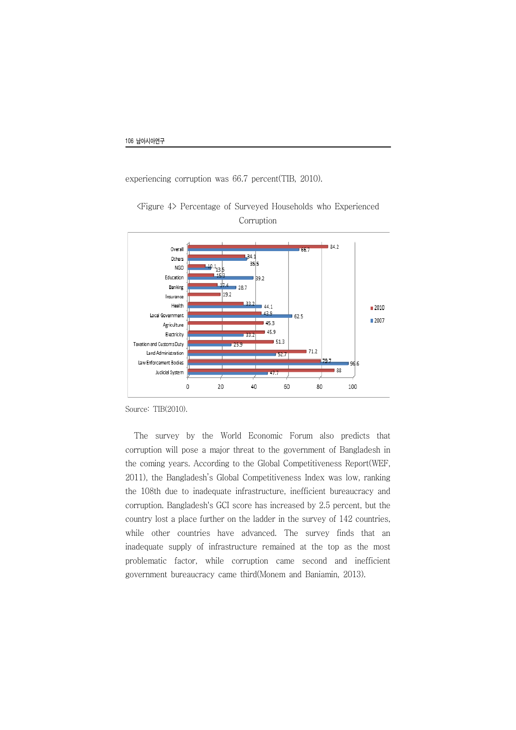experiencing corruption was 66.7 percent(TIB, 2010).

<Figure 4> Percentage of Surveyed Households who Experienced Corruption

| | 2010 | 2007 |
|---|---|---|
| Overall | 84.2 | 66.7 |
| Others | 34.1 | 35.5 |
| NGO | 10.1 | 13.5 |
| Education | 15.3 | 39.2 |
| Banking | 17.4 | 28.7 |
| Insurance | 19.2 | |
| Health | 33.2 | 44.1 |
| Local Government | 43.9 | 62.5 |
| Agriculture | 45.3 | |
| Electricity | 45.9 | 33.2 |
| Taxation and Customs Duty | 51.3 | 25.9 |
| Land Administration | 71.2 | 52.7 |
| Law Enforcement Bodies | 79.7 | 96.6 |
| Judicial System | 88 | 47.7 |

Source: TIB(2010).

The survey by the World Economic Forum also predicts that corruption will pose a major threat to the government of Bangladesh in the coming years. According to the Global Competitiveness Report(WEF, 2011), the Bangladesh's Global Competitiveness Index was low, ranking the 108th due to inadequate infrastructure, inefficient bureaucracy and corruption. Bangladesh's GCI score has increased by 2.5 percent, but the country lost a place further on the ladder in the survey of 142 countries, while other countries have advanced. The survey finds that an inadequate supply of infrastructure remained at the top as the most problematic factor, while corruption came second and inefficient government bureaucracy came third(Monem and Baniamin, 2013).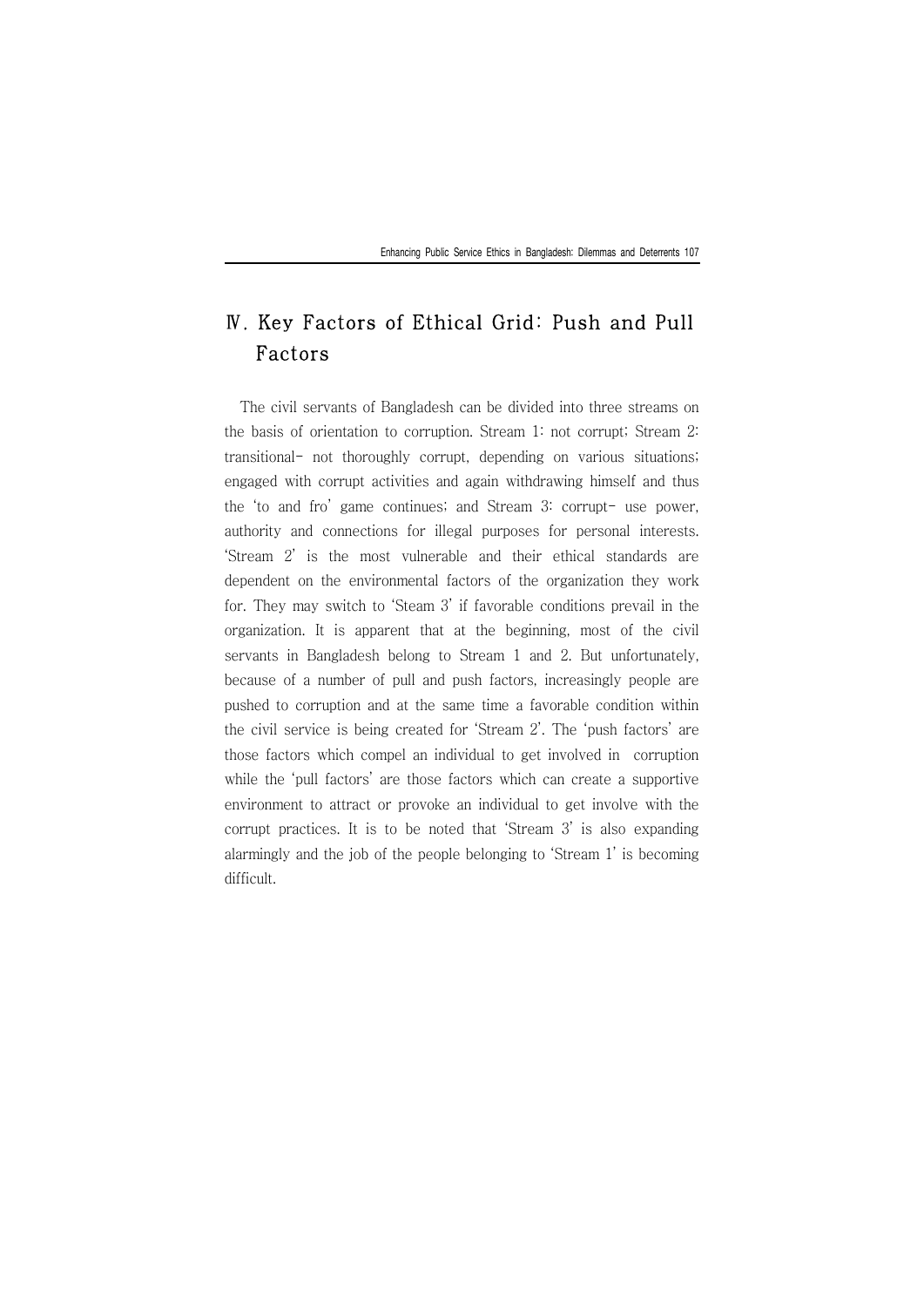## Ⅳ. Key Factors of Ethical Grid: Push and Pull Factors

The civil servants of Bangladesh can be divided into three streams on the basis of orientation to corruption. Stream 1: not corrupt; Stream 2: transitional- not thoroughly corrupt, depending on various situations; engaged with corrupt activities and again withdrawing himself and thus the 'to and fro' game continues; and Stream 3: corrupt- use power, authority and connections for illegal purposes for personal interests. 'Stream 2' is the most vulnerable and their ethical standards are dependent on the environmental factors of the organization they work for. They may switch to 'Steam 3' if favorable conditions prevail in the organization. It is apparent that at the beginning, most of the civil servants in Bangladesh belong to Stream 1 and 2. But unfortunately, because of a number of pull and push factors, increasingly people are pushed to corruption and at the same time a favorable condition within the civil service is being created for 'Stream 2'. The 'push factors' are those factors which compel an individual to get involved in corruption while the 'pull factors' are those factors which can create a supportive environment to attract or provoke an individual to get involve with the corrupt practices. It is to be noted that 'Stream 3' is also expanding alarmingly and the job of the people belonging to 'Stream 1' is becoming difficult.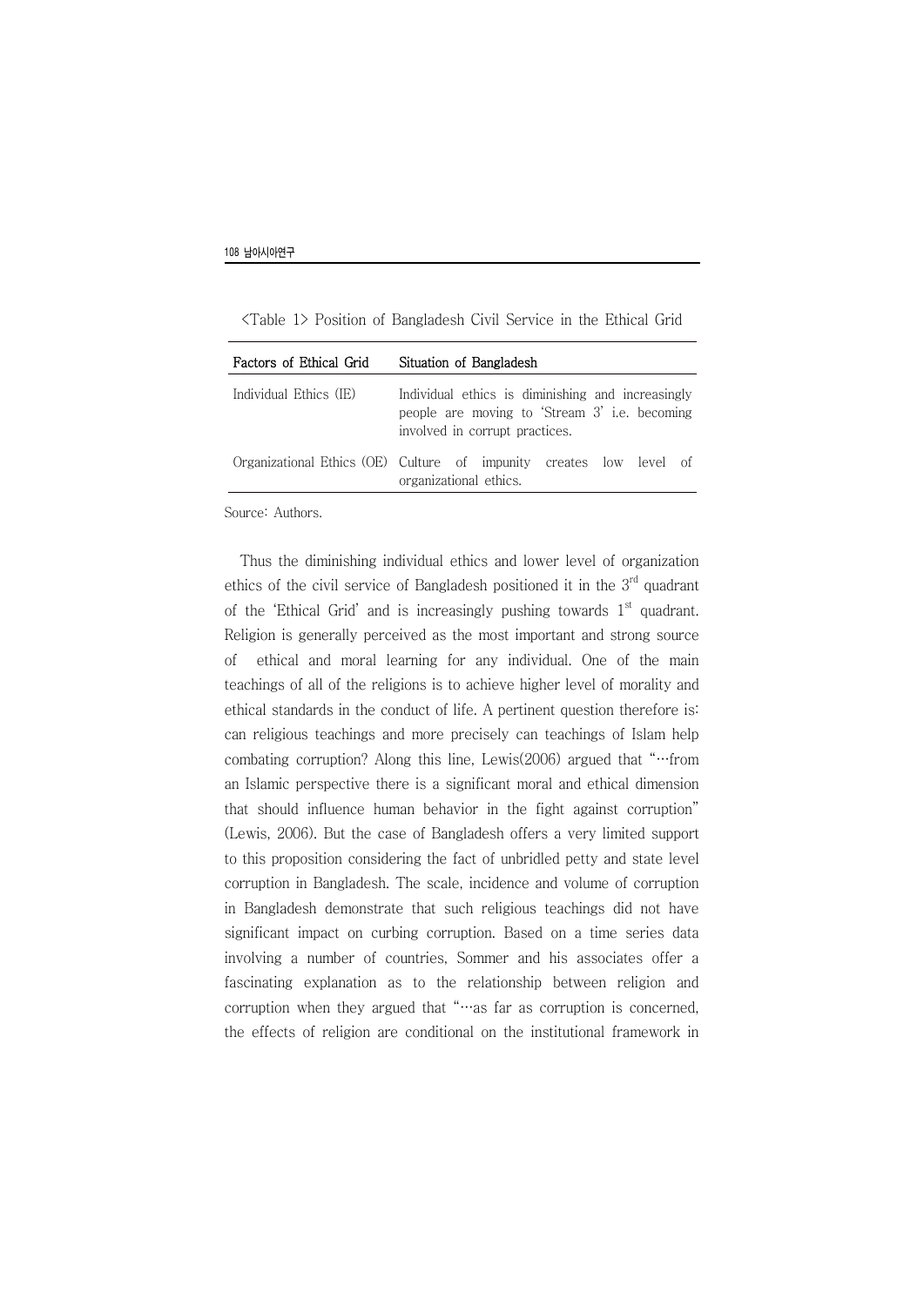<Table 1> Position of Bangladesh Civil Service in the Ethical Grid

| Factors of Ethical Grid | Situation of Bangladesh |
|---|---|
| Individual Ethics (IE) | Individual ethics is diminishing and increasingly people are moving to 'Stream 3' i.e. becoming involved in corrupt practices. |
| Organizational Ethics (OE) | Culture of impunity creates low level of organizational ethics. |

Source: Authors.

Thus the diminishing individual ethics and lower level of organization ethics of the civil service of Bangladesh positioned it in the 3rd quadrant of the 'Ethical Grid' and is increasingly pushing towards 1st quadrant. Religion is generally perceived as the most important and strong source of ethical and moral learning for any individual. One of the main teachings of all of the religions is to achieve higher level of morality and ethical standards in the conduct of life. A pertinent question therefore is: can religious teachings and more precisely can teachings of Islam help combating corruption? Along this line, Lewis(2006) argued that "…from an Islamic perspective there is a significant moral and ethical dimension that should influence human behavior in the fight against corruption" (Lewis, 2006). But the case of Bangladesh offers a very limited support to this proposition considering the fact of unbridled petty and state level corruption in Bangladesh. The scale, incidence and volume of corruption in Bangladesh demonstrate that such religious teachings did not have significant impact on curbing corruption. Based on a time series data involving a number of countries, Sommer and his associates offer a fascinating explanation as to the relationship between religion and corruption when they argued that "…as far as corruption is concerned, the effects of religion are conditional on the institutional framework in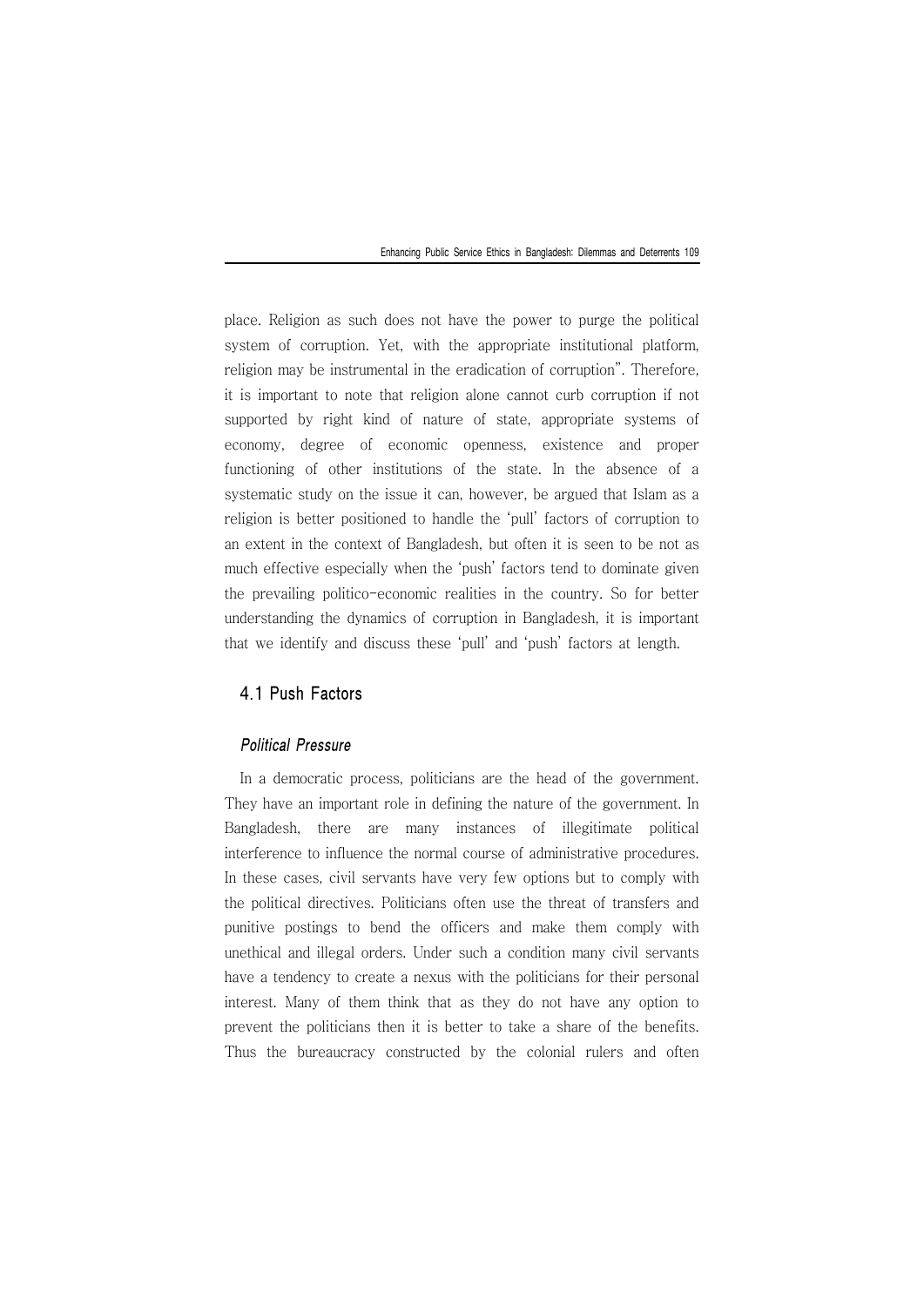place. Religion as such does not have the power to purge the political system of corruption. Yet, with the appropriate institutional platform, religion may be instrumental in the eradication of corruption". Therefore, it is important to note that religion alone cannot curb corruption if not supported by right kind of nature of state, appropriate systems of economy, degree of economic openness, existence and proper functioning of other institutions of the state. In the absence of a systematic study on the issue it can, however, be argued that Islam as a religion is better positioned to handle the 'pull' factors of corruption to an extent in the context of Bangladesh, but often it is seen to be not as much effective especially when the 'push' factors tend to dominate given the prevailing politico-economic realities in the country. So for better understanding the dynamics of corruption in Bangladesh, it is important that we identify and discuss these 'pull' and 'push' factors at length.

## 4.1 Push Factors

### *Political Pressure*

In a democratic process, politicians are the head of the government. They have an important role in defining the nature of the government. In Bangladesh, there are many instances of illegitimate political interference to influence the normal course of administrative procedures. In these cases, civil servants have very few options but to comply with the political directives. Politicians often use the threat of transfers and punitive postings to bend the officers and make them comply with unethical and illegal orders. Under such a condition many civil servants have a tendency to create a nexus with the politicians for their personal interest. Many of them think that as they do not have any option to prevent the politicians then it is better to take a share of the benefits. Thus the bureaucracy constructed by the colonial rulers and often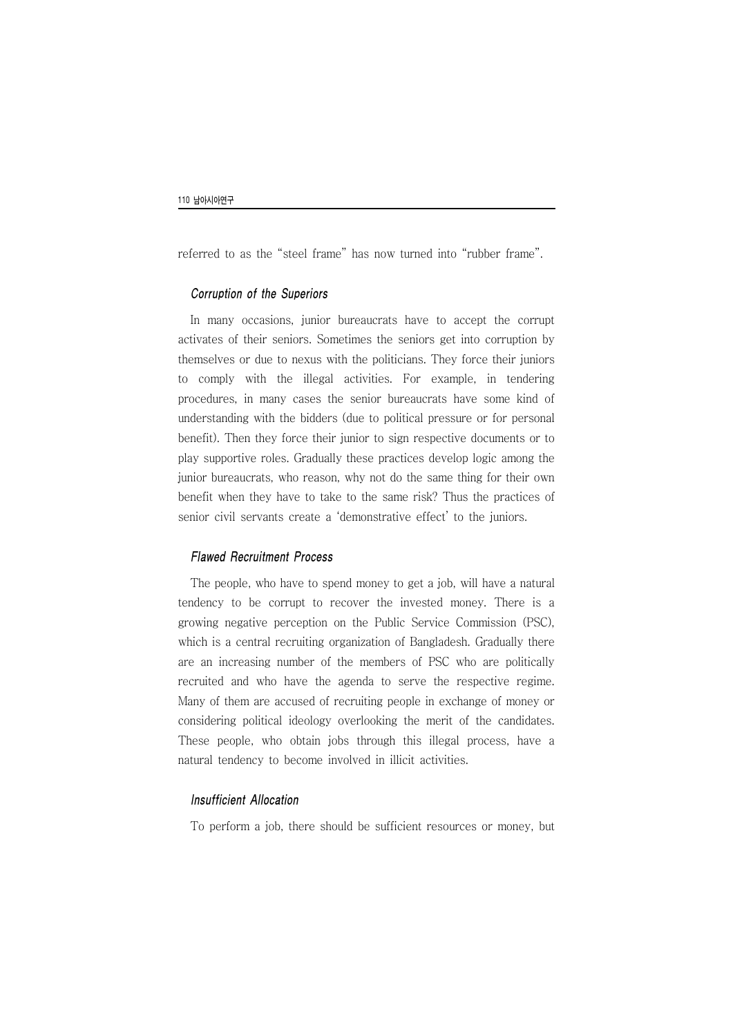referred to as the “steel frame” has now turned into “rubber frame”.

### *Corruption of the Superiors*

In many occasions, junior bureaucrats have to accept the corrupt activates of their seniors. Sometimes the seniors get into corruption by themselves or due to nexus with the politicians. They force their juniors to comply with the illegal activities. For example, in tendering procedures, in many cases the senior bureaucrats have some kind of understanding with the bidders (due to political pressure or for personal benefit). Then they force their junior to sign respective documents or to play supportive roles. Gradually these practices develop logic among the junior bureaucrats, who reason, why not do the same thing for their own benefit when they have to take to the same risk? Thus the practices of senior civil servants create a ‘demonstrative effect’ to the juniors.

### *Flawed Recruitment Process*

The people, who have to spend money to get a job, will have a natural tendency to be corrupt to recover the invested money. There is a growing negative perception on the Public Service Commission (PSC), which is a central recruiting organization of Bangladesh. Gradually there are an increasing number of the members of PSC who are politically recruited and who have the agenda to serve the respective regime. Many of them are accused of recruiting people in exchange of money or considering political ideology overlooking the merit of the candidates. These people, who obtain jobs through this illegal process, have a natural tendency to become involved in illicit activities.

### *Insufficient Allocation*

To perform a job, there should be sufficient resources or money, but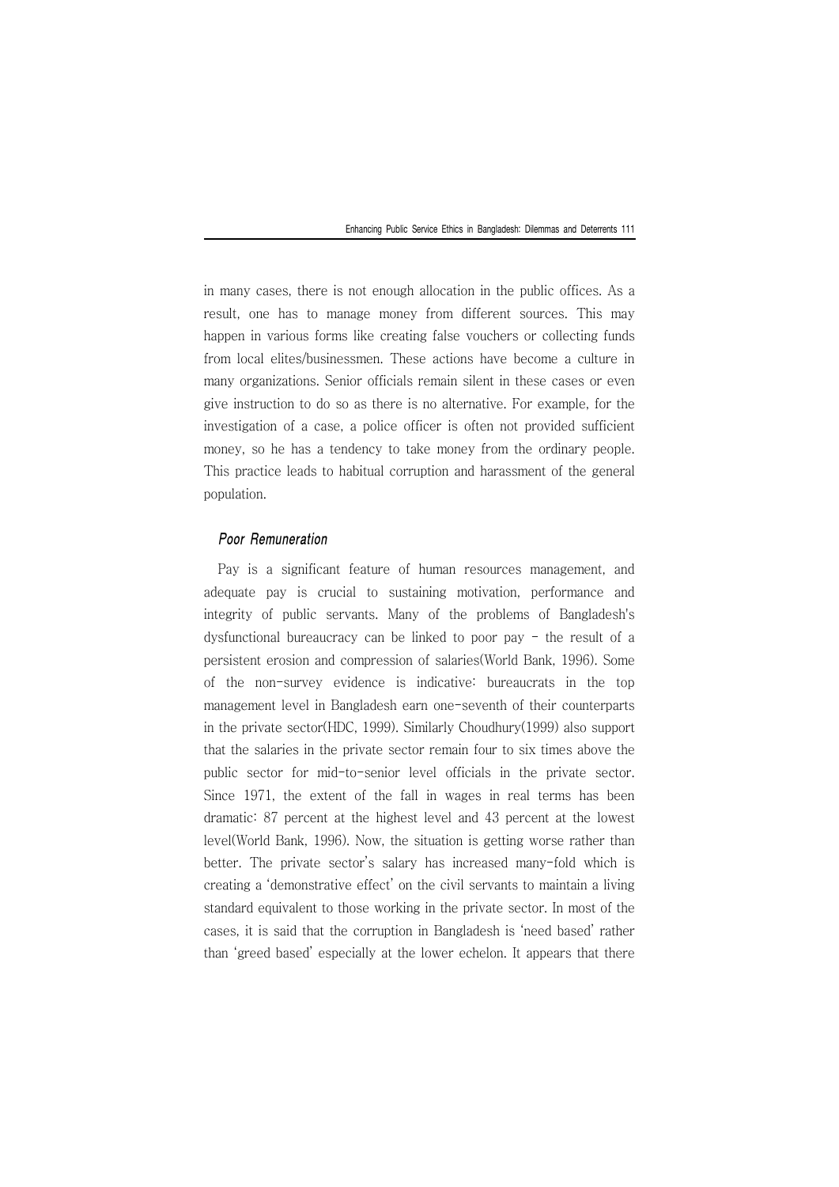in many cases, there is not enough allocation in the public offices. As a result, one has to manage money from different sources. This may happen in various forms like creating false vouchers or collecting funds from local elites/businessmen. These actions have become a culture in many organizations. Senior officials remain silent in these cases or even give instruction to do so as there is no alternative. For example, for the investigation of a case, a police officer is often not provided sufficient money, so he has a tendency to take money from the ordinary people. This practice leads to habitual corruption and harassment of the general population.

### *Poor Remuneration*

Pay is a significant feature of human resources management, and adequate pay is crucial to sustaining motivation, performance and integrity of public servants. Many of the problems of Bangladesh's dysfunctional bureaucracy can be linked to poor pay - the result of a persistent erosion and compression of salaries(World Bank, 1996). Some of the non-survey evidence is indicative: bureaucrats in the top management level in Bangladesh earn one-seventh of their counterparts in the private sector(HDC, 1999). Similarly Choudhury(1999) also support that the salaries in the private sector remain four to six times above the public sector for mid-to-senior level officials in the private sector. Since 1971, the extent of the fall in wages in real terms has been dramatic: 87 percent at the highest level and 43 percent at the lowest level(World Bank, 1996). Now, the situation is getting worse rather than better. The private sector's salary has increased many-fold which is creating a 'demonstrative effect' on the civil servants to maintain a living standard equivalent to those working in the private sector. In most of the cases, it is said that the corruption in Bangladesh is 'need based' rather than 'greed based' especially at the lower echelon. It appears that there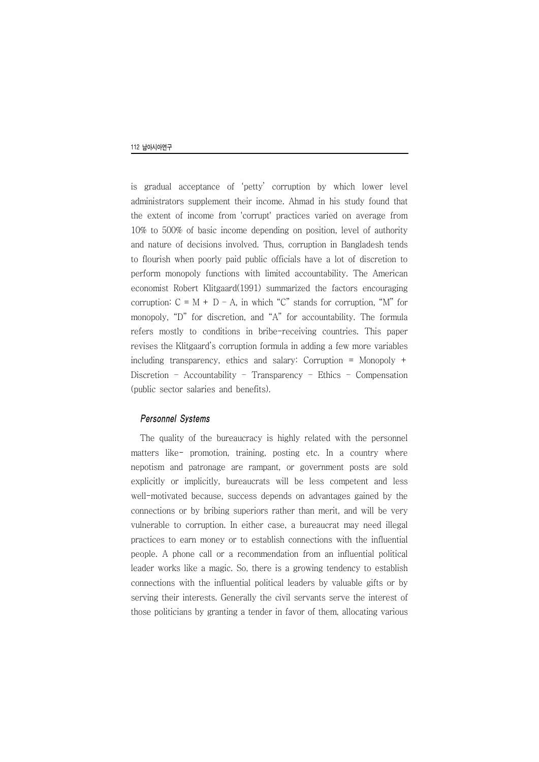is gradual acceptance of 'petty' corruption by which lower level administrators supplement their income. Ahmad in his study found that the extent of income from 'corrupt' practices varied on average from 10% to 500% of basic income depending on position, level of authority and nature of decisions involved. Thus, corruption in Bangladesh tends to flourish when poorly paid public officials have a lot of discretion to perform monopoly functions with limited accountability. The American economist Robert Klitgaard(1991) summarized the factors encouraging corruption: $C = M + D - A$, in which "C" stands for corruption, "M" for monopoly, "D" for discretion, and "A" for accountability. The formula refers mostly to conditions in bribe-receiving countries. This paper revises the Klitgaard's corruption formula in adding a few more variables including transparency, ethics and salary: Corruption = Monopoly + Discretion - Accountability - Transparency - Ethics - Compensation (public sector salaries and benefits).

### *Personnel Systems*

The quality of the bureaucracy is highly related with the personnel matters like- promotion, training, posting etc. In a country where nepotism and patronage are rampant, or government posts are sold explicitly or implicitly, bureaucrats will be less competent and less well-motivated because, success depends on advantages gained by the connections or by bribing superiors rather than merit, and will be very vulnerable to corruption. In either case, a bureaucrat may need illegal practices to earn money or to establish connections with the influential people. A phone call or a recommendation from an influential political leader works like a magic. So, there is a growing tendency to establish connections with the influential political leaders by valuable gifts or by serving their interests. Generally the civil servants serve the interest of those politicians by granting a tender in favor of them, allocating various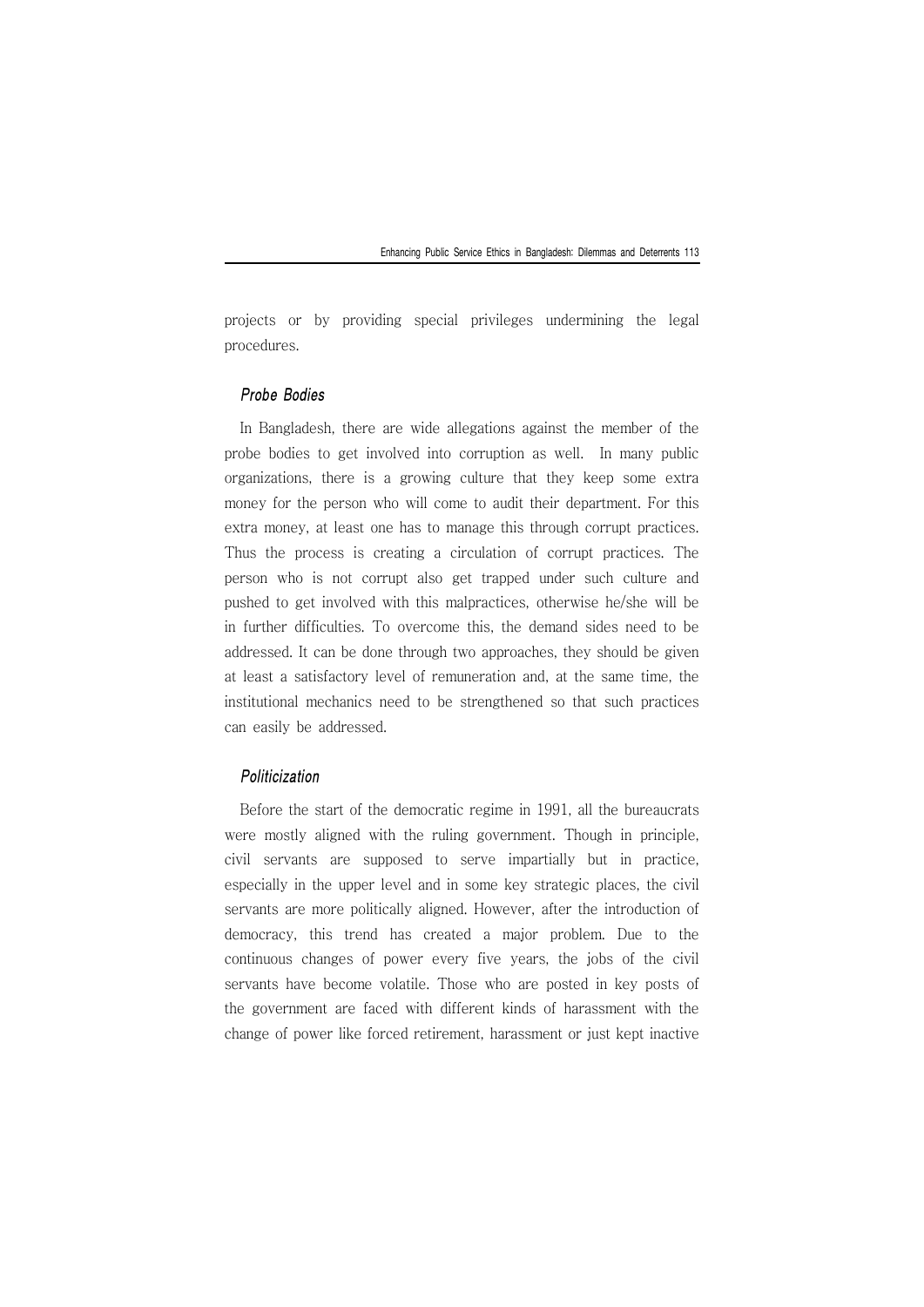projects or by providing special privileges undermining the legal procedures.

### *Probe Bodies*

In Bangladesh, there are wide allegations against the member of the probe bodies to get involved into corruption as well. In many public organizations, there is a growing culture that they keep some extra money for the person who will come to audit their department. For this extra money, at least one has to manage this through corrupt practices. Thus the process is creating a circulation of corrupt practices. The person who is not corrupt also get trapped under such culture and pushed to get involved with this malpractices, otherwise he/she will be in further difficulties. To overcome this, the demand sides need to be addressed. It can be done through two approaches, they should be given at least a satisfactory level of remuneration and, at the same time, the institutional mechanics need to be strengthened so that such practices can easily be addressed.

### *Politicization*

Before the start of the democratic regime in 1991, all the bureaucrats were mostly aligned with the ruling government. Though in principle, civil servants are supposed to serve impartially but in practice, especially in the upper level and in some key strategic places, the civil servants are more politically aligned. However, after the introduction of democracy, this trend has created a major problem. Due to the continuous changes of power every five years, the jobs of the civil servants have become volatile. Those who are posted in key posts of the government are faced with different kinds of harassment with the change of power like forced retirement, harassment or just kept inactive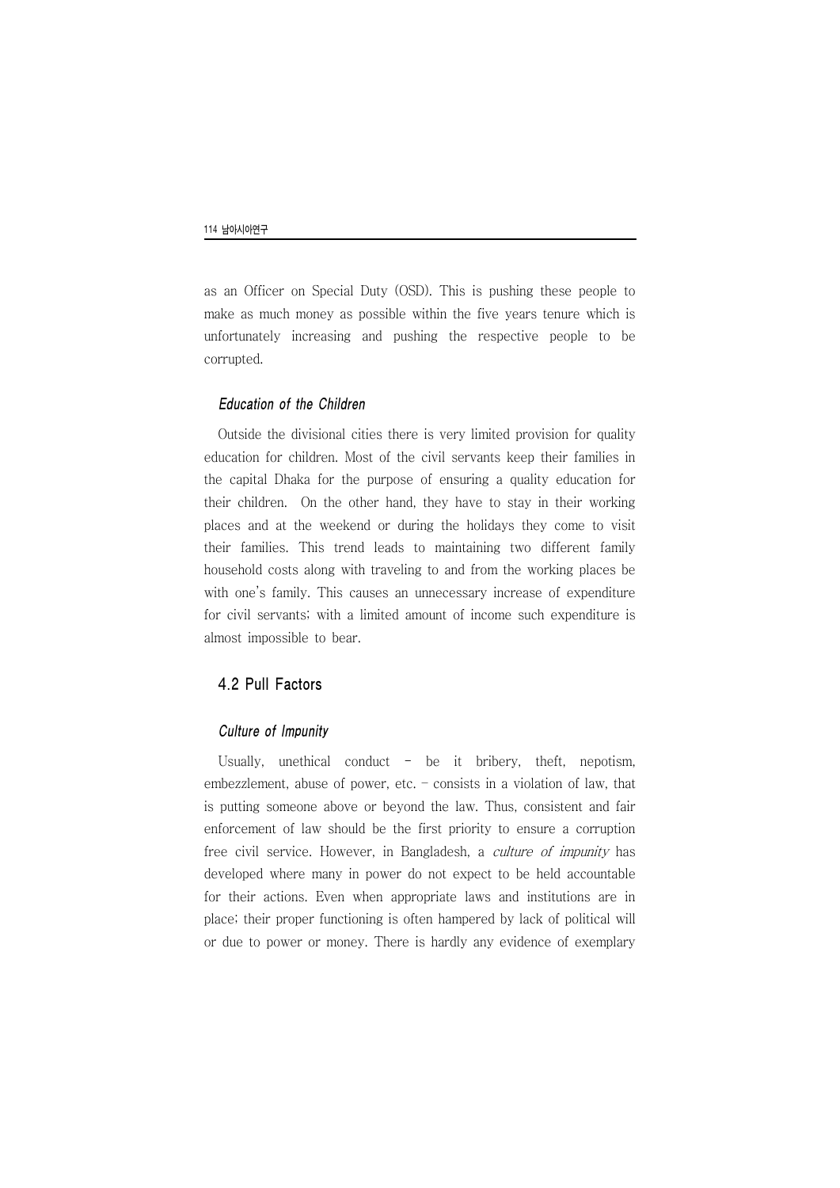as an Officer on Special Duty (OSD). This is pushing these people to make as much money as possible within the five years tenure which is unfortunately increasing and pushing the respective people to be corrupted.

#### *Education of the Children*

Outside the divisional cities there is very limited provision for quality education for children. Most of the civil servants keep their families in the capital Dhaka for the purpose of ensuring a quality education for their children. On the other hand, they have to stay in their working places and at the weekend or during the holidays they come to visit their families. This trend leads to maintaining two different family household costs along with traveling to and from the working places be with one's family. This causes an unnecessary increase of expenditure for civil servants; with a limited amount of income such expenditure is almost impossible to bear.

### 4.2 Pull Factors

#### *Culture of Impunity*

Usually, unethical conduct - be it bribery, theft, nepotism, embezzlement, abuse of power, etc. - consists in a violation of law, that is putting someone above or beyond the law. Thus, consistent and fair enforcement of law should be the first priority to ensure a corruption free civil service. However, in Bangladesh, a *culture of impunity* has developed where many in power do not expect to be held accountable for their actions. Even when appropriate laws and institutions are in place; their proper functioning is often hampered by lack of political will or due to power or money. There is hardly any evidence of exemplary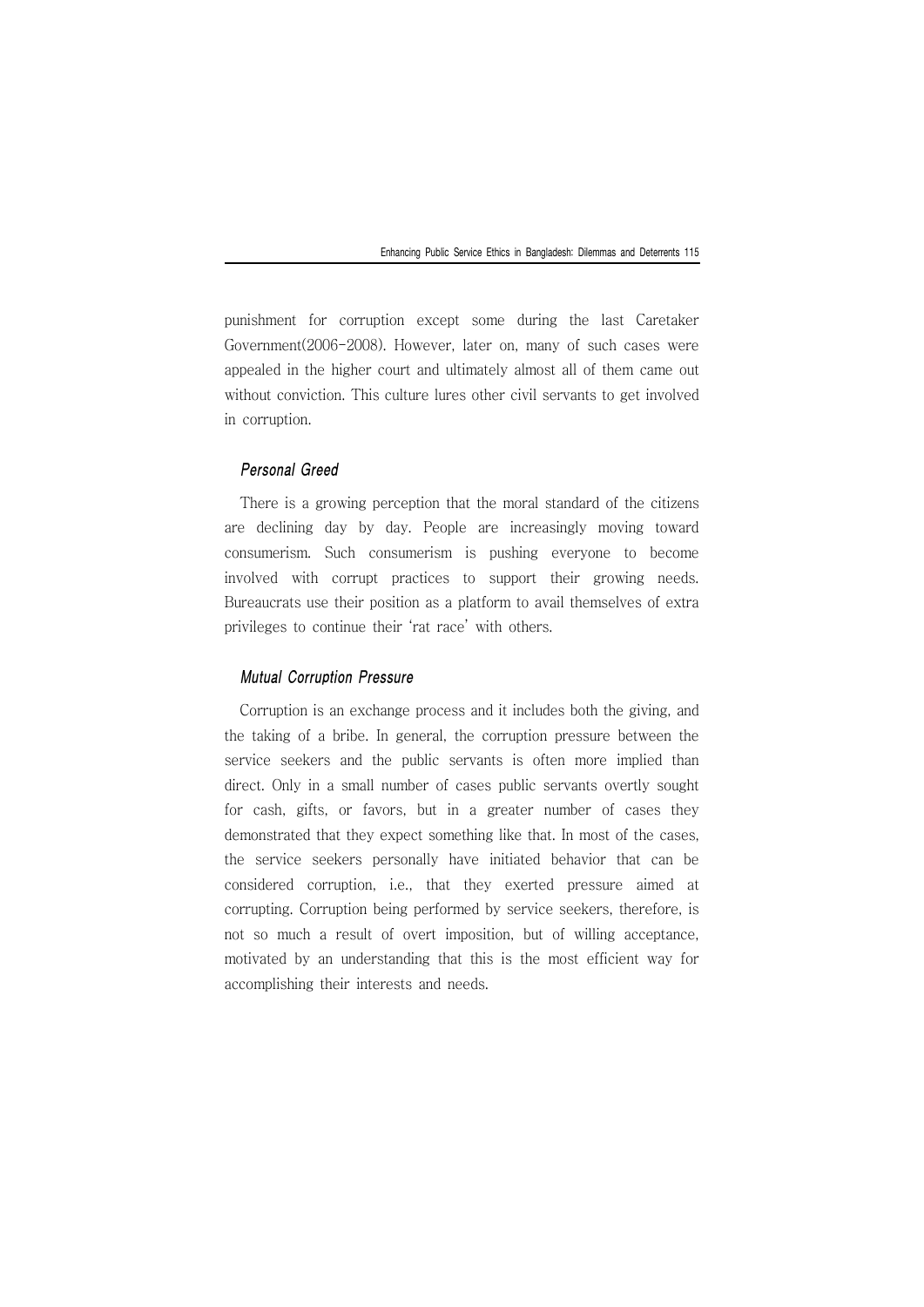punishment for corruption except some during the last Caretaker Government(2006-2008). However, later on, many of such cases were appealed in the higher court and ultimately almost all of them came out without conviction. This culture lures other civil servants to get involved in corruption.

### *Personal Greed*

There is a growing perception that the moral standard of the citizens are declining day by day. People are increasingly moving toward consumerism. Such consumerism is pushing everyone to become involved with corrupt practices to support their growing needs. Bureaucrats use their position as a platform to avail themselves of extra privileges to continue their 'rat race' with others.

### *Mutual Corruption Pressure*

Corruption is an exchange process and it includes both the giving, and the taking of a bribe. In general, the corruption pressure between the service seekers and the public servants is often more implied than direct. Only in a small number of cases public servants overtly sought for cash, gifts, or favors, but in a greater number of cases they demonstrated that they expect something like that. In most of the cases, the service seekers personally have initiated behavior that can be considered corruption, i.e., that they exerted pressure aimed at corrupting. Corruption being performed by service seekers, therefore, is not so much a result of overt imposition, but of willing acceptance, motivated by an understanding that this is the most efficient way for accomplishing their interests and needs.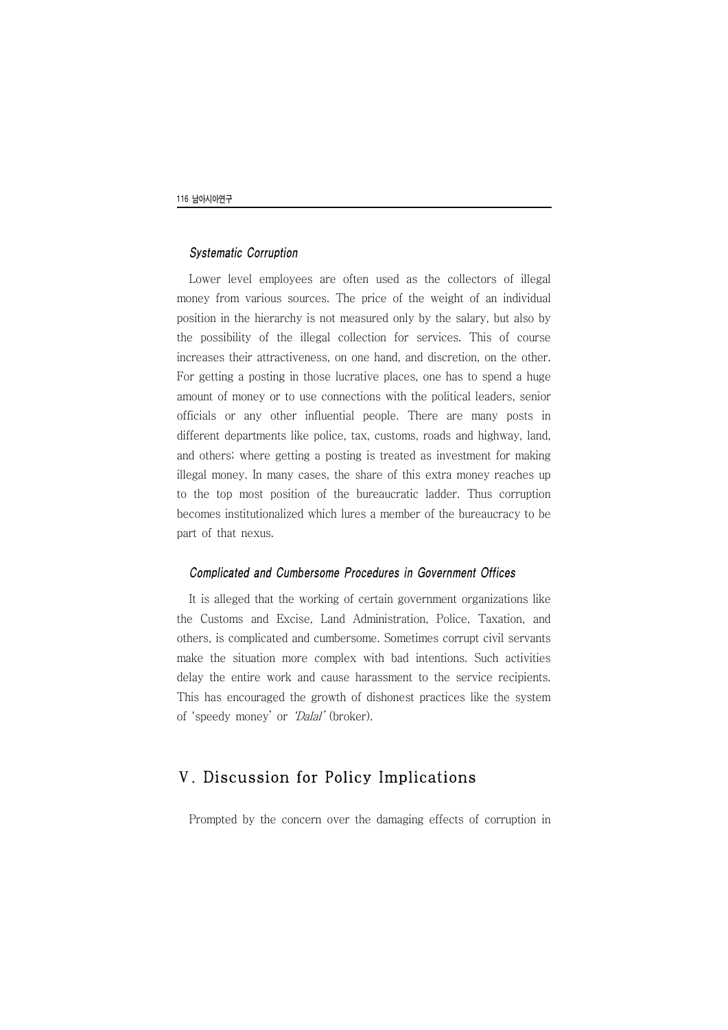#### *Systematic Corruption*

Lower level employees are often used as the collectors of illegal money from various sources. The price of the weight of an individual position in the hierarchy is not measured only by the salary, but also by the possibility of the illegal collection for services. This of course increases their attractiveness, on one hand, and discretion, on the other. For getting a posting in those lucrative places, one has to spend a huge amount of money or to use connections with the political leaders, senior officials or any other influential people. There are many posts in different departments like police, tax, customs, roads and highway, land, and others; where getting a posting is treated as investment for making illegal money. In many cases, the share of this extra money reaches up to the top most position of the bureaucratic ladder. Thus corruption becomes institutionalized which lures a member of the bureaucracy to be part of that nexus.

#### *Complicated and Cumbersome Procedures in Government Offices*

It is alleged that the working of certain government organizations like the Customs and Excise, Land Administration, Police, Taxation, and others, is complicated and cumbersome. Sometimes corrupt civil servants make the situation more complex with bad intentions. Such activities delay the entire work and cause harassment to the service recipients. This has encouraged the growth of dishonest practices like the system of 'speedy money' or *'Dalal'* (broker).

## V. Discussion for Policy Implications

Prompted by the concern over the damaging effects of corruption in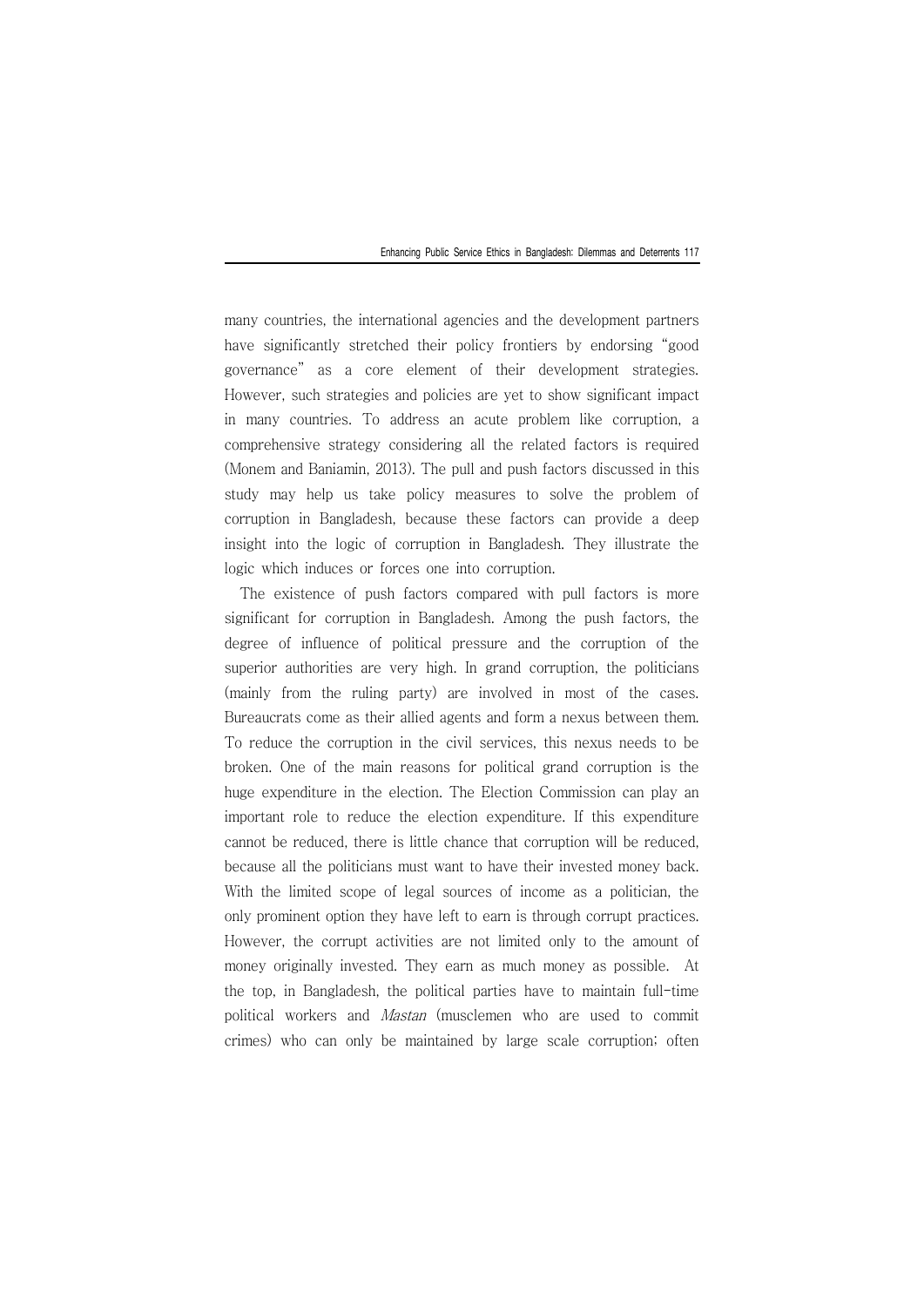many countries, the international agencies and the development partners have significantly stretched their policy frontiers by endorsing "good governance" as a core element of their development strategies. However, such strategies and policies are yet to show significant impact in many countries. To address an acute problem like corruption, a comprehensive strategy considering all the related factors is required (Monem and Baniamin, 2013). The pull and push factors discussed in this study may help us take policy measures to solve the problem of corruption in Bangladesh, because these factors can provide a deep insight into the logic of corruption in Bangladesh. They illustrate the logic which induces or forces one into corruption.

The existence of push factors compared with pull factors is more significant for corruption in Bangladesh. Among the push factors, the degree of influence of political pressure and the corruption of the superior authorities are very high. In grand corruption, the politicians (mainly from the ruling party) are involved in most of the cases. Bureaucrats come as their allied agents and form a nexus between them. To reduce the corruption in the civil services, this nexus needs to be broken. One of the main reasons for political grand corruption is the huge expenditure in the election. The Election Commission can play an important role to reduce the election expenditure. If this expenditure cannot be reduced, there is little chance that corruption will be reduced, because all the politicians must want to have their invested money back. With the limited scope of legal sources of income as a politician, the only prominent option they have left to earn is through corrupt practices. However, the corrupt activities are not limited only to the amount of money originally invested. They earn as much money as possible. At the top, in Bangladesh, the political parties have to maintain full-time political workers and *Mastan* (musclemen who are used to commit crimes) who can only be maintained by large scale corruption; often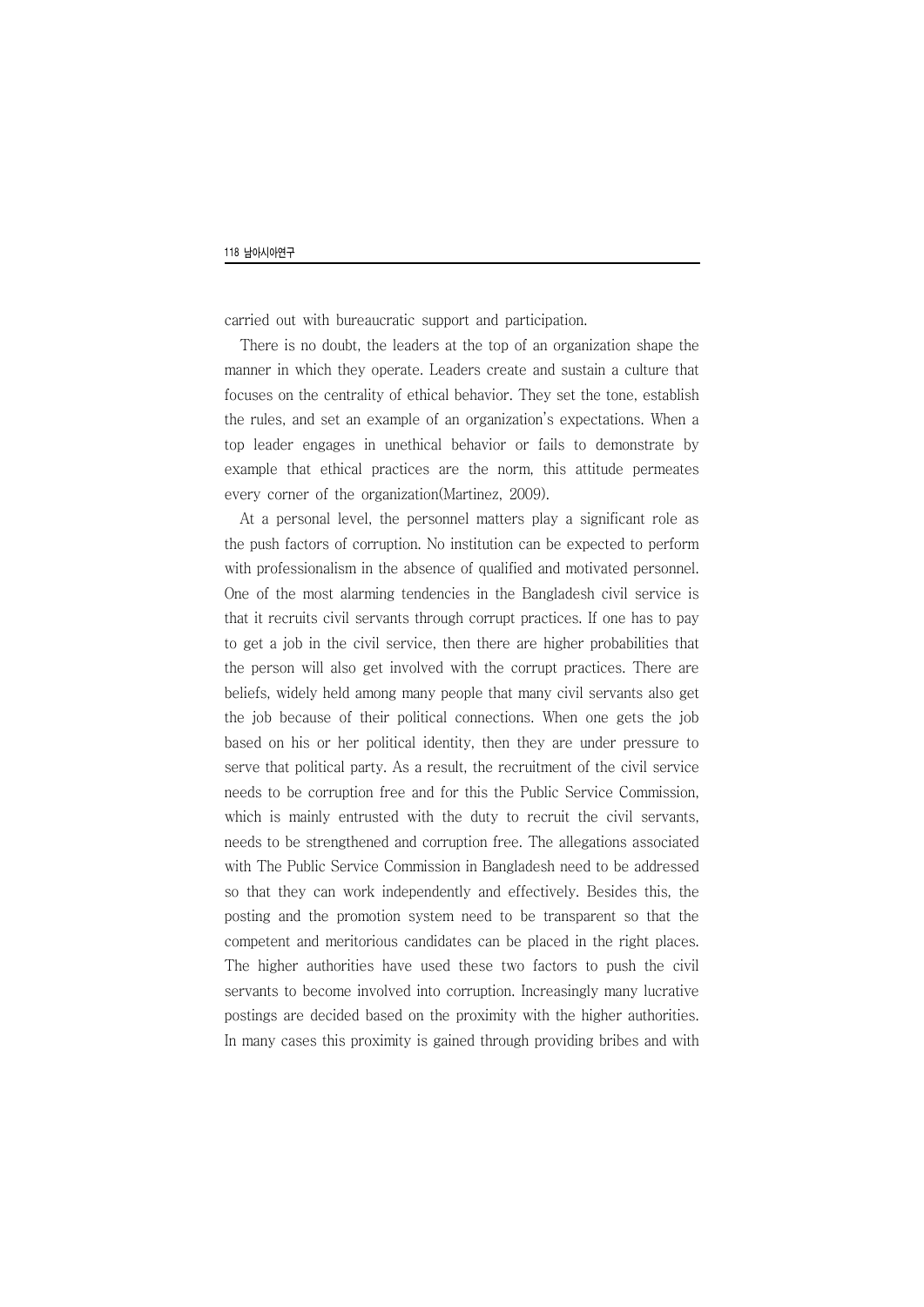carried out with bureaucratic support and participation.

There is no doubt, the leaders at the top of an organization shape the manner in which they operate. Leaders create and sustain a culture that focuses on the centrality of ethical behavior. They set the tone, establish the rules, and set an example of an organization's expectations. When a top leader engages in unethical behavior or fails to demonstrate by example that ethical practices are the norm, this attitude permeates every corner of the organization(Martinez, 2009).

At a personal level, the personnel matters play a significant role as the push factors of corruption. No institution can be expected to perform with professionalism in the absence of qualified and motivated personnel. One of the most alarming tendencies in the Bangladesh civil service is that it recruits civil servants through corrupt practices. If one has to pay to get a job in the civil service, then there are higher probabilities that the person will also get involved with the corrupt practices. There are beliefs, widely held among many people that many civil servants also get the job because of their political connections. When one gets the job based on his or her political identity, then they are under pressure to serve that political party. As a result, the recruitment of the civil service needs to be corruption free and for this the Public Service Commission, which is mainly entrusted with the duty to recruit the civil servants, needs to be strengthened and corruption free. The allegations associated with The Public Service Commission in Bangladesh need to be addressed so that they can work independently and effectively. Besides this, the posting and the promotion system need to be transparent so that the competent and meritorious candidates can be placed in the right places. The higher authorities have used these two factors to push the civil servants to become involved into corruption. Increasingly many lucrative postings are decided based on the proximity with the higher authorities. In many cases this proximity is gained through providing bribes and with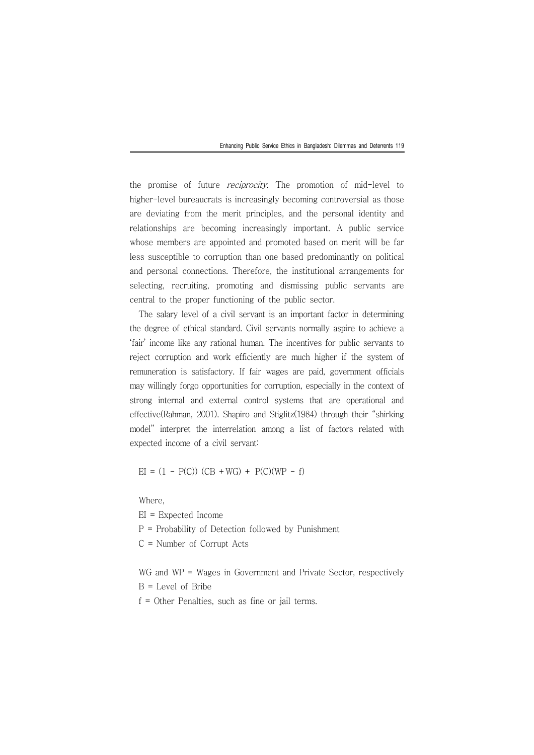the promise of future *reciprocity*. The promotion of mid-level to higher-level bureaucrats is increasingly becoming controversial as those are deviating from the merit principles, and the personal identity and relationships are becoming increasingly important. A public service whose members are appointed and promoted based on merit will be far less susceptible to corruption than one based predominantly on political and personal connections. Therefore, the institutional arrangements for selecting, recruiting, promoting and dismissing public servants are central to the proper functioning of the public sector.

The salary level of a civil servant is an important factor in determining the degree of ethical standard. Civil servants normally aspire to achieve a 'fair' income like any rational human. The incentives for public servants to reject corruption and work efficiently are much higher if the system of remuneration is satisfactory. If fair wages are paid, government officials may willingly forgo opportunities for corruption, especially in the context of strong internal and external control systems that are operational and effective(Rahman, 2001). Shapiro and Stiglitz(1984) through their "shirking model" interpret the interrelation among a list of factors related with expected income of a civil servant:

$$EI = (1 - P(C))\,(CB + WG) + P(C)(WP - f)$$

Where,

EI = Expected Income

P = Probability of Detection followed by Punishment

C = Number of Corrupt Acts

WG and WP = Wages in Government and Private Sector, respectively

B = Level of Bribe

f = Other Penalties, such as fine or jail terms.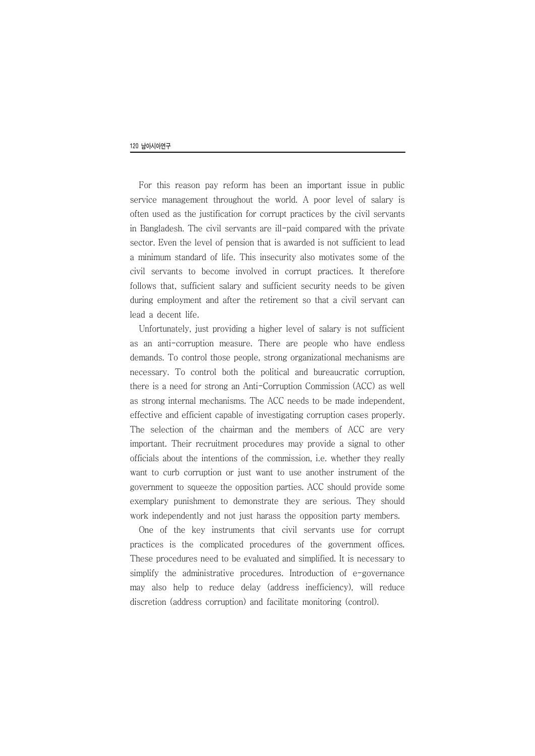For this reason pay reform has been an important issue in public service management throughout the world. A poor level of salary is often used as the justification for corrupt practices by the civil servants in Bangladesh. The civil servants are ill-paid compared with the private sector. Even the level of pension that is awarded is not sufficient to lead a minimum standard of life. This insecurity also motivates some of the civil servants to become involved in corrupt practices. It therefore follows that, sufficient salary and sufficient security needs to be given during employment and after the retirement so that a civil servant can lead a decent life.

Unfortunately, just providing a higher level of salary is not sufficient as an anti-corruption measure. There are people who have endless demands. To control those people, strong organizational mechanisms are necessary. To control both the political and bureaucratic corruption, there is a need for strong an Anti-Corruption Commission (ACC) as well as strong internal mechanisms. The ACC needs to be made independent, effective and efficient capable of investigating corruption cases properly. The selection of the chairman and the members of ACC are very important. Their recruitment procedures may provide a signal to other officials about the intentions of the commission, i.e. whether they really want to curb corruption or just want to use another instrument of the government to squeeze the opposition parties. ACC should provide some exemplary punishment to demonstrate they are serious. They should work independently and not just harass the opposition party members.

One of the key instruments that civil servants use for corrupt practices is the complicated procedures of the government offices. These procedures need to be evaluated and simplified. It is necessary to simplify the administrative procedures. Introduction of e-governance may also help to reduce delay (address inefficiency), will reduce discretion (address corruption) and facilitate monitoring (control).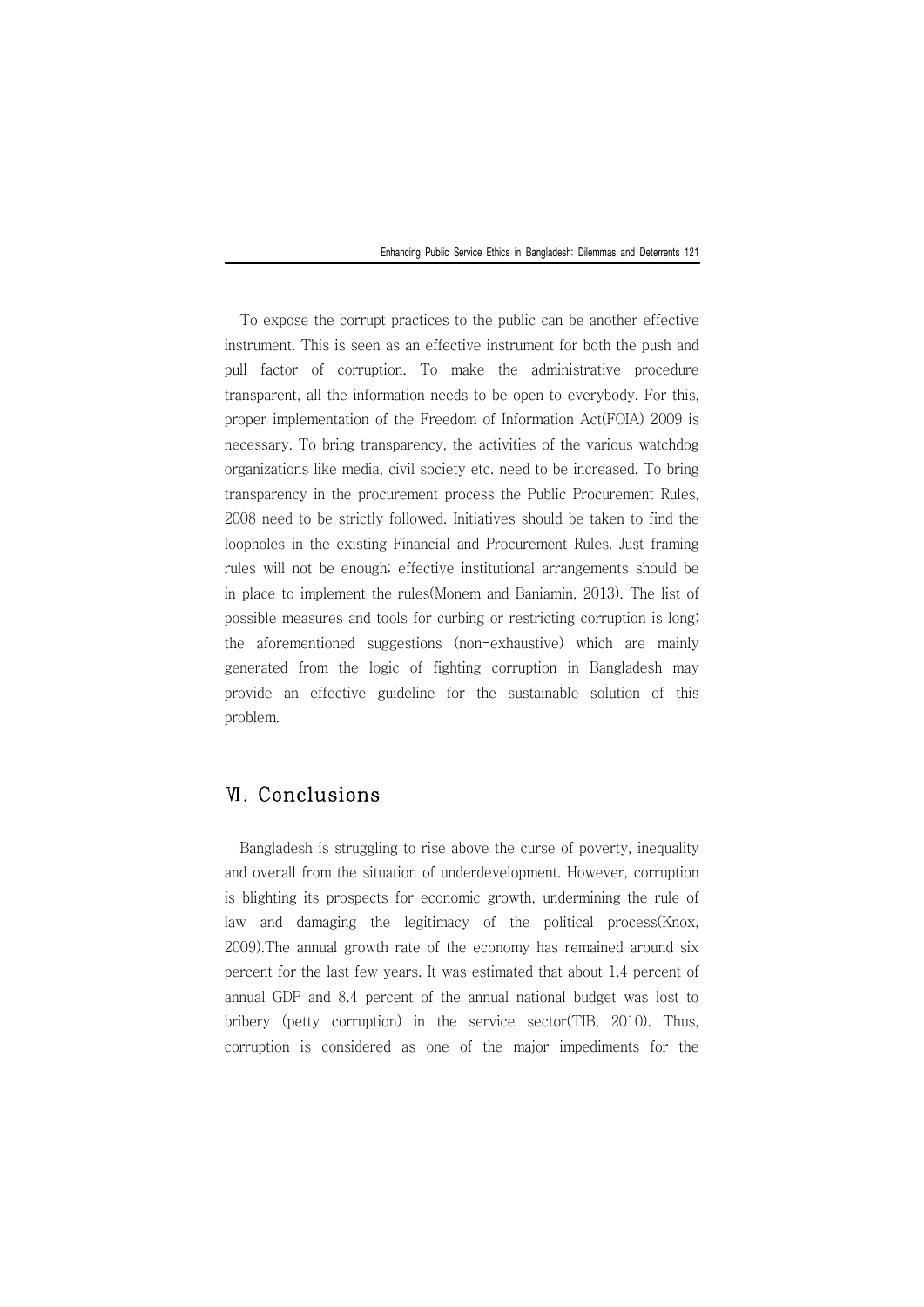To expose the corrupt practices to the public can be another effective instrument. This is seen as an effective instrument for both the push and pull factor of corruption. To make the administrative procedure transparent, all the information needs to be open to everybody. For this, proper implementation of the Freedom of Information Act(FOIA) 2009 is necessary. To bring transparency, the activities of the various watchdog organizations like media, civil society etc. need to be increased. To bring transparency in the procurement process the Public Procurement Rules, 2008 need to be strictly followed. Initiatives should be taken to find the loopholes in the existing Financial and Procurement Rules. Just framing rules will not be enough; effective institutional arrangements should be in place to implement the rules(Monem and Baniamin, 2013). The list of possible measures and tools for curbing or restricting corruption is long; the aforementioned suggestions (non-exhaustive) which are mainly generated from the logic of fighting corruption in Bangladesh may provide an effective guideline for the sustainable solution of this problem.

## Ⅵ. Conclusions

Bangladesh is struggling to rise above the curse of poverty, inequality and overall from the situation of underdevelopment. However, corruption is blighting its prospects for economic growth, undermining the rule of law and damaging the legitimacy of the political process(Knox, 2009).The annual growth rate of the economy has remained around six percent for the last few years. It was estimated that about 1.4 percent of annual GDP and 8.4 percent of the annual national budget was lost to bribery (petty corruption) in the service sector(TIB, 2010). Thus, corruption is considered as one of the major impediments for the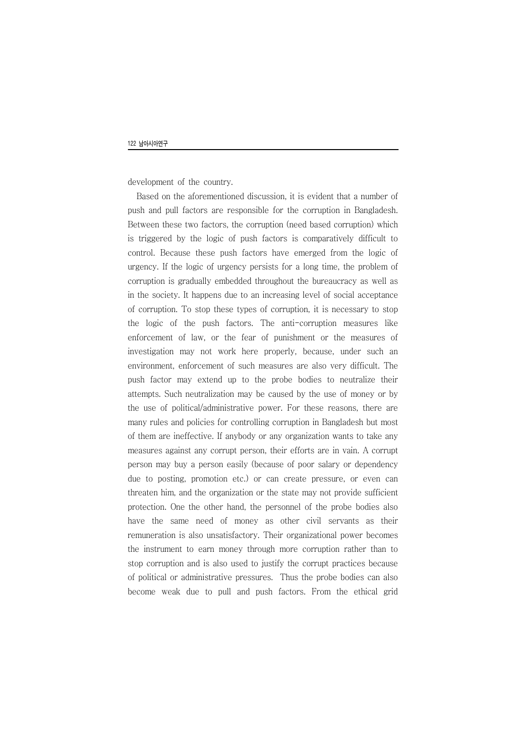development of the country.

Based on the aforementioned discussion, it is evident that a number of push and pull factors are responsible for the corruption in Bangladesh. Between these two factors, the corruption (need based corruption) which is triggered by the logic of push factors is comparatively difficult to control. Because these push factors have emerged from the logic of urgency. If the logic of urgency persists for a long time, the problem of corruption is gradually embedded throughout the bureaucracy as well as in the society. It happens due to an increasing level of social acceptance of corruption. To stop these types of corruption, it is necessary to stop the logic of the push factors. The anti-corruption measures like enforcement of law, or the fear of punishment or the measures of investigation may not work here properly, because, under such an environment, enforcement of such measures are also very difficult. The push factor may extend up to the probe bodies to neutralize their attempts. Such neutralization may be caused by the use of money or by the use of political/administrative power. For these reasons, there are many rules and policies for controlling corruption in Bangladesh but most of them are ineffective. If anybody or any organization wants to take any measures against any corrupt person, their efforts are in vain. A corrupt person may buy a person easily (because of poor salary or dependency due to posting, promotion etc.) or can create pressure, or even can threaten him, and the organization or the state may not provide sufficient protection. One the other hand, the personnel of the probe bodies also have the same need of money as other civil servants as their remuneration is also unsatisfactory. Their organizational power becomes the instrument to earn money through more corruption rather than to stop corruption and is also used to justify the corrupt practices because of political or administrative pressures. Thus the probe bodies can also become weak due to pull and push factors. From the ethical grid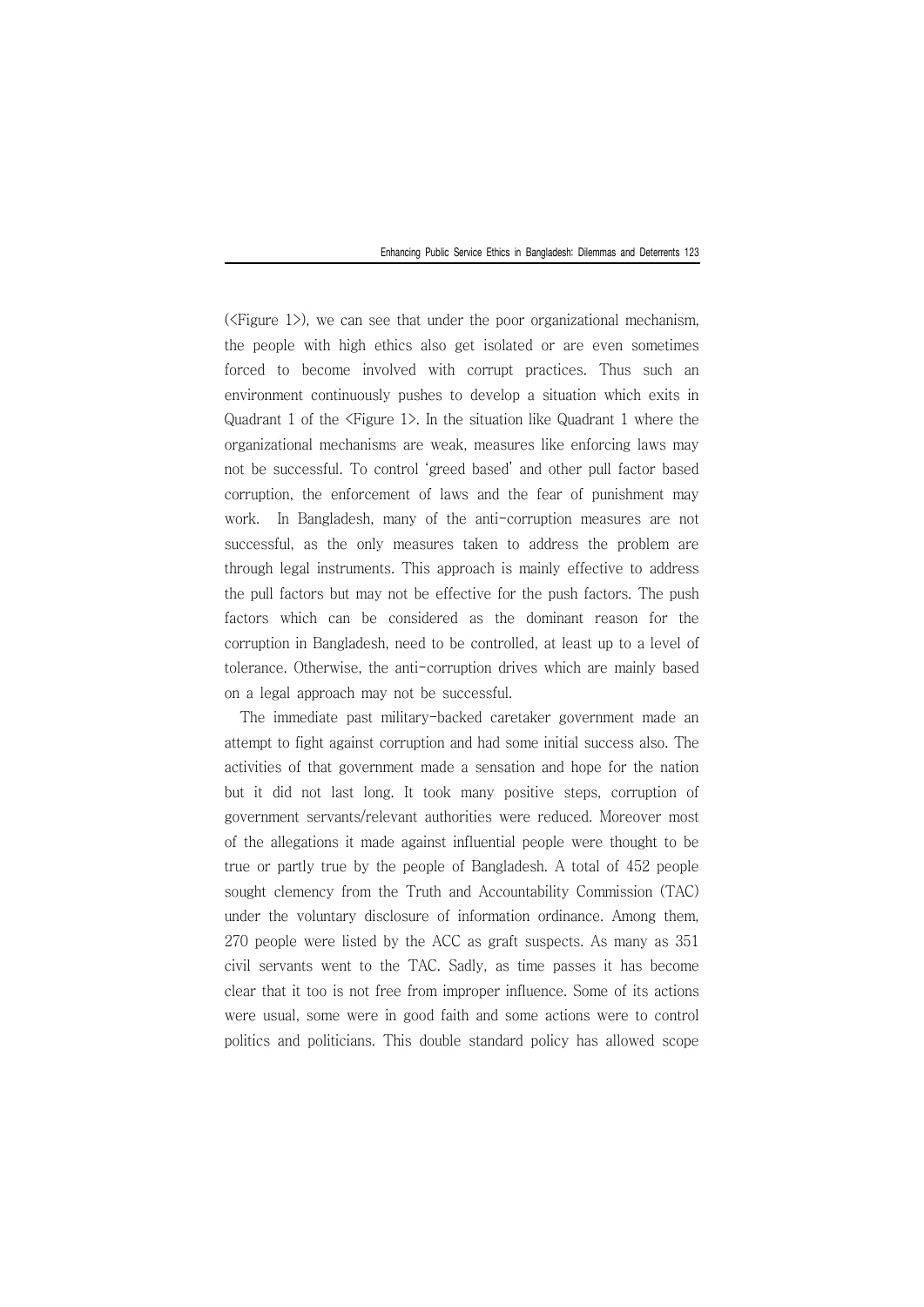(<Figure 1>), we can see that under the poor organizational mechanism, the people with high ethics also get isolated or are even sometimes forced to become involved with corrupt practices. Thus such an environment continuously pushes to develop a situation which exits in Quadrant 1 of the <Figure 1>. In the situation like Quadrant 1 where the organizational mechanisms are weak, measures like enforcing laws may not be successful. To control 'greed based' and other pull factor based corruption, the enforcement of laws and the fear of punishment may work. In Bangladesh, many of the anti-corruption measures are not successful, as the only measures taken to address the problem are through legal instruments. This approach is mainly effective to address the pull factors but may not be effective for the push factors. The push factors which can be considered as the dominant reason for the corruption in Bangladesh, need to be controlled, at least up to a level of tolerance. Otherwise, the anti-corruption drives which are mainly based on a legal approach may not be successful.

The immediate past military-backed caretaker government made an attempt to fight against corruption and had some initial success also. The activities of that government made a sensation and hope for the nation but it did not last long. It took many positive steps, corruption of government servants/relevant authorities were reduced. Moreover most of the allegations it made against influential people were thought to be true or partly true by the people of Bangladesh. A total of 452 people sought clemency from the Truth and Accountability Commission (TAC) under the voluntary disclosure of information ordinance. Among them, 270 people were listed by the ACC as graft suspects. As many as 351 civil servants went to the TAC. Sadly, as time passes it has become clear that it too is not free from improper influence. Some of its actions were usual, some were in good faith and some actions were to control politics and politicians. This double standard policy has allowed scope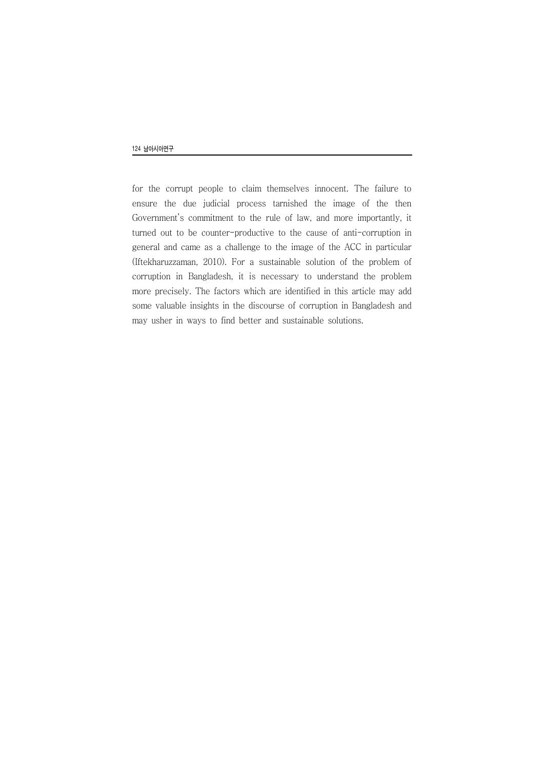for the corrupt people to claim themselves innocent. The failure to ensure the due judicial process tarnished the image of the then Government's commitment to the rule of law, and more importantly, it turned out to be counter-productive to the cause of anti-corruption in general and came as a challenge to the image of the ACC in particular (Iftekharuzzaman, 2010). For a sustainable solution of the problem of corruption in Bangladesh, it is necessary to understand the problem more precisely. The factors which are identified in this article may add some valuable insights in the discourse of corruption in Bangladesh and may usher in ways to find better and sustainable solutions.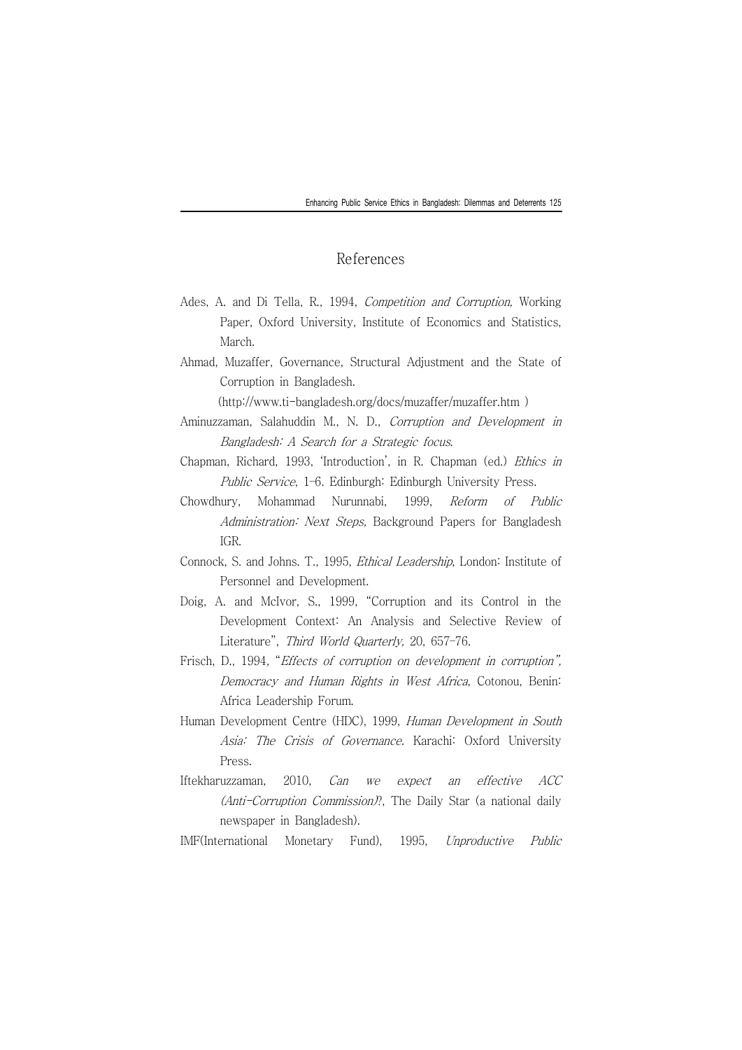## References

Ades, A. and Di Tella, R., 1994, *Competition and Corruption,* Working Paper, Oxford University, Institute of Economics and Statistics, March.

Ahmad, Muzaffer, Governance, Structural Adjustment and the State of Corruption in Bangladesh.
(http://www.ti-bangladesh.org/docs/muzaffer/muzaffer.htm )

Aminuzzaman, Salahuddin M., N. D., *Corruption and Development in Bangladesh: A Search for a Strategic focus*.

Chapman, Richard, 1993, 'Introduction', in R. Chapman (ed.) *Ethics in Public Service*, 1-6. Edinburgh: Edinburgh University Press.

Chowdhury, Mohammad Nurunnabi, 1999, *Reform of Public Administration: Next Steps,* Background Papers for Bangladesh IGR.

Connock, S. and Johns. T., 1995, *Ethical Leadership*, London: Institute of Personnel and Development.

Doig, A. and McIvor, S., 1999, "Corruption and its Control in the Development Context: An Analysis and Selective Review of Literature", *Third World Quarterly,* 20, 657-76.

Frisch, D., 1994, "*Effects of corruption on development in corruption", Democracy and Human Rights in West Africa*, Cotonou, Benin: Africa Leadership Forum.

Human Development Centre (HDC), 1999, *Human Development in South Asia: The Crisis of Governance.* Karachi: Oxford University Press.

Iftekharuzzaman, 2010, *Can we expect an effective ACC (Anti-Corruption Commission)?*, The Daily Star (a national daily newspaper in Bangladesh).

IMF(International Monetary Fund), 1995, *Unproductive Public*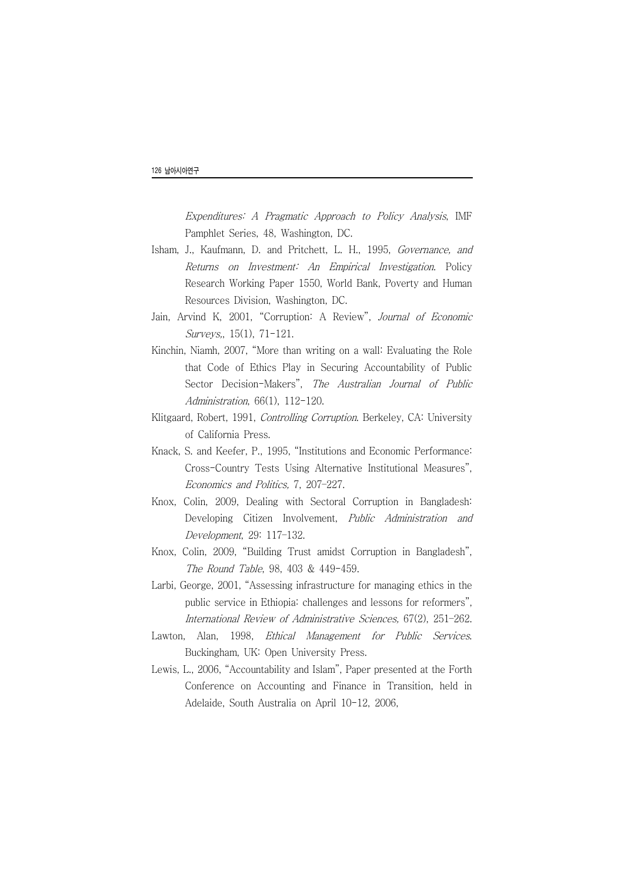*Expenditures: A Pragmatic Approach to Policy Analysis*, IMF Pamphlet Series, 48, Washington, DC.

Isham, J., Kaufmann, D. and Pritchett, L. H., 1995, *Governance, and Returns on Investment: An Empirical Investigation*. Policy Research Working Paper 1550, World Bank, Poverty and Human Resources Division, Washington, DC.

Jain, Arvind K, 2001, "Corruption: A Review", *Journal of Economic Surveys*,, 15(1), 71-121.

Kinchin, Niamh, 2007, "More than writing on a wall: Evaluating the Role that Code of Ethics Play in Securing Accountability of Public Sector Decision-Makers", *The Australian Journal of Public Administration*, 66(1), 112-120.

Klitgaard, Robert, 1991, *Controlling Corruption*. Berkeley, CA: University of California Press.

Knack, S. and Keefer, P., 1995, "Institutions and Economic Performance: Cross-Country Tests Using Alternative Institutional Measures", *Economics and Politics,* 7, 207-227.

Knox, Colin, 2009, Dealing with Sectoral Corruption in Bangladesh: Developing Citizen Involvement, *Public Administration and Development*, 29: 117-132.

Knox, Colin, 2009, "Building Trust amidst Corruption in Bangladesh", *The Round Table*, 98, 403 & 449-459.

Larbi, George, 2001, "Assessing infrastructure for managing ethics in the public service in Ethiopia: challenges and lessons for reformers", *International Review of Administrative Sciences,* 67(2), 251-262.

Lawton, Alan, 1998, *Ethical Management for Public Services*. Buckingham, UK: Open University Press.

Lewis, L., 2006, "Accountability and Islam", Paper presented at the Forth Conference on Accounting and Finance in Transition, held in Adelaide, South Australia on April 10-12, 2006,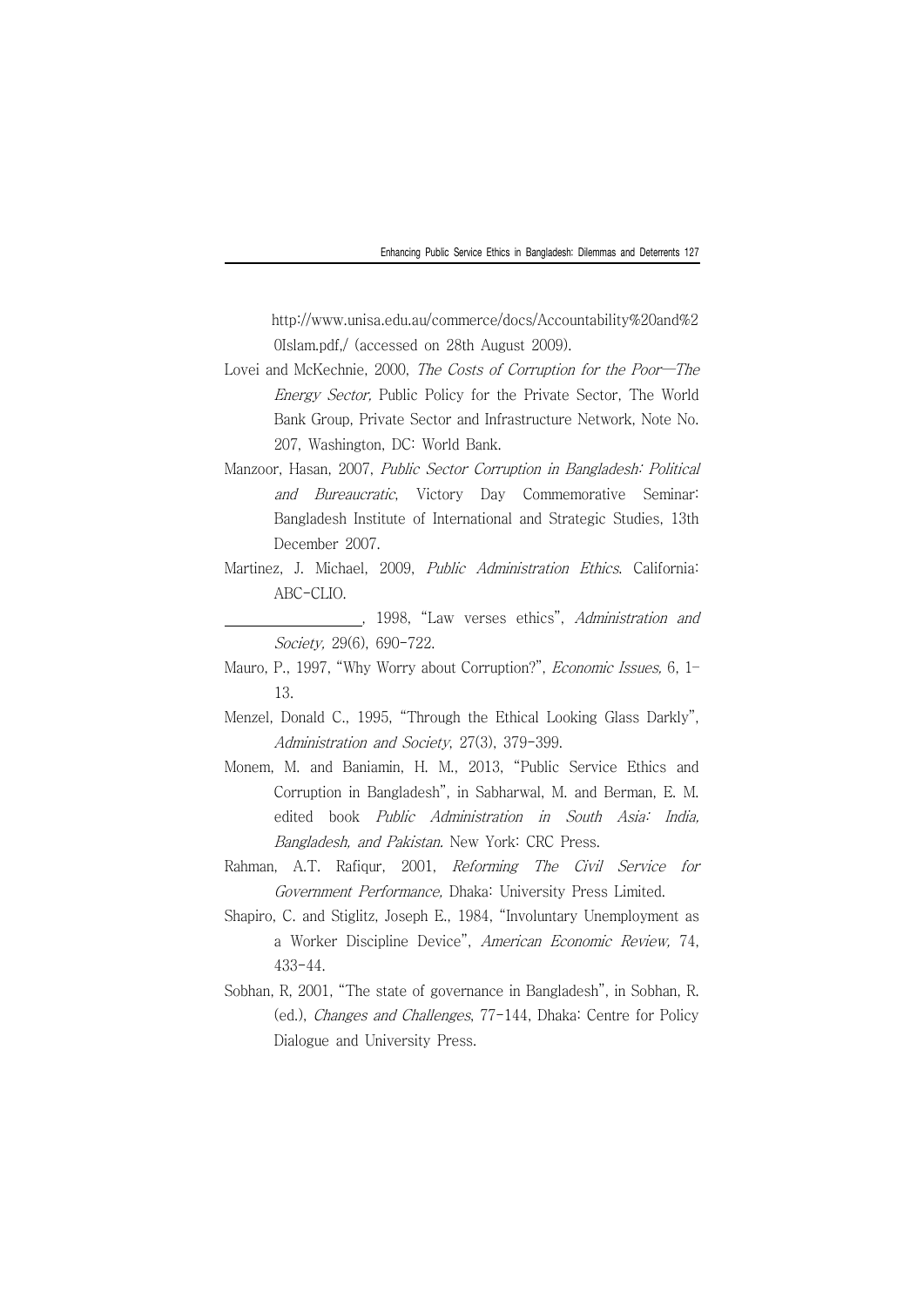http://www.unisa.edu.au/commerce/docs/Accountability%20and%20Islam.pdf,/ (accessed on 28th August 2009).

Lovei and McKechnie, 2000, *The Costs of Corruption for the Poor—The Energy Sector,* Public Policy for the Private Sector, The World Bank Group, Private Sector and Infrastructure Network, Note No. 207, Washington, DC: World Bank.

Manzoor, Hasan, 2007, *Public Sector Corruption in Bangladesh: Political and Bureaucratic*, Victory Day Commemorative Seminar: Bangladesh Institute of International and Strategic Studies, 13th December 2007.

Martinez, J. Michael, 2009, *Public Administration Ethics*. California: ABC-CLIO.

__________________, 1998, "Law verses ethics", *Administration and Society,* 29(6), 690-722.

Mauro, P., 1997, "Why Worry about Corruption?", *Economic Issues,* 6, 1-13.

Menzel, Donald C., 1995, "Through the Ethical Looking Glass Darkly", *Administration and Society*, 27(3), 379-399.

Monem, M. and Baniamin, H. M., 2013, "Public Service Ethics and Corruption in Bangladesh", in Sabharwal, M. and Berman, E. M. edited book *Public Administration in South Asia: India, Bangladesh, and Pakistan.* New York: CRC Press.

Rahman, A.T. Rafiqur, 2001, *Reforming The Civil Service for Government Performance,* Dhaka: University Press Limited.

Shapiro, C. and Stiglitz, Joseph E., 1984, "Involuntary Unemployment as a Worker Discipline Device", *American Economic Review,* 74, 433-44.

Sobhan, R, 2001, "The state of governance in Bangladesh", in Sobhan, R. (ed.), *Changes and Challenges*, 77-144, Dhaka: Centre for Policy Dialogue and University Press.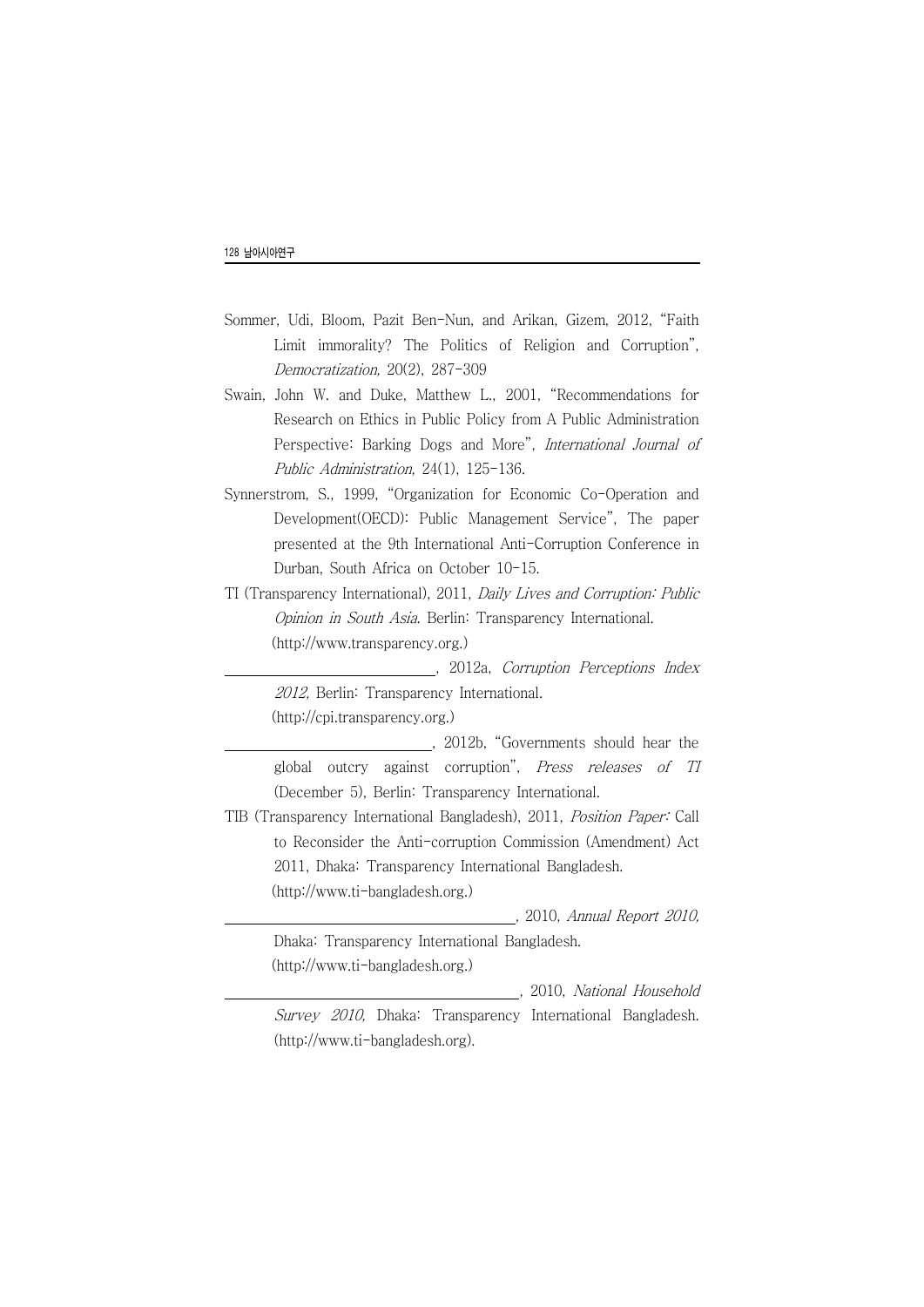Sommer, Udi, Bloom, Pazit Ben-Nun, and Arikan, Gizem, 2012, "Faith Limit immorality? The Politics of Religion and Corruption", *Democratization,* 20(2), 287-309

Swain, John W. and Duke, Matthew L., 2001, "Recommendations for Research on Ethics in Public Policy from A Public Administration Perspective: Barking Dogs and More", *International Journal of Public Administration*, 24(1), 125-136.

Synnerstrom, S., 1999, "Organization for Economic Co-Operation and Development(OECD): Public Management Service", The paper presented at the 9th International Anti-Corruption Conference in Durban, South Africa on October 10-15.

TI (Transparency International), 2011, *Daily Lives and Corruption: Public Opinion in South Asia*. Berlin: Transparency International. (http://www.transparency.org.)

__________, 2012a, *Corruption Perceptions Index 2012,* Berlin: Transparency International. (http://cpi.transparency.org.)

__________, 2012b, "Governments should hear the global outcry against corruption", *Press releases of TI* (December 5), Berlin: Transparency International.

TIB (Transparency International Bangladesh), 2011, *Position Paper:* Call to Reconsider the Anti-corruption Commission (Amendment) Act 2011, Dhaka: Transparency International Bangladesh. (http://www.ti-bangladesh.org.)

__________, 2010, *Annual Report 2010,* Dhaka: Transparency International Bangladesh. (http://www.ti-bangladesh.org.)

__________, 2010, *National Household Survey 2010,* Dhaka: Transparency International Bangladesh. (http://www.ti-bangladesh.org).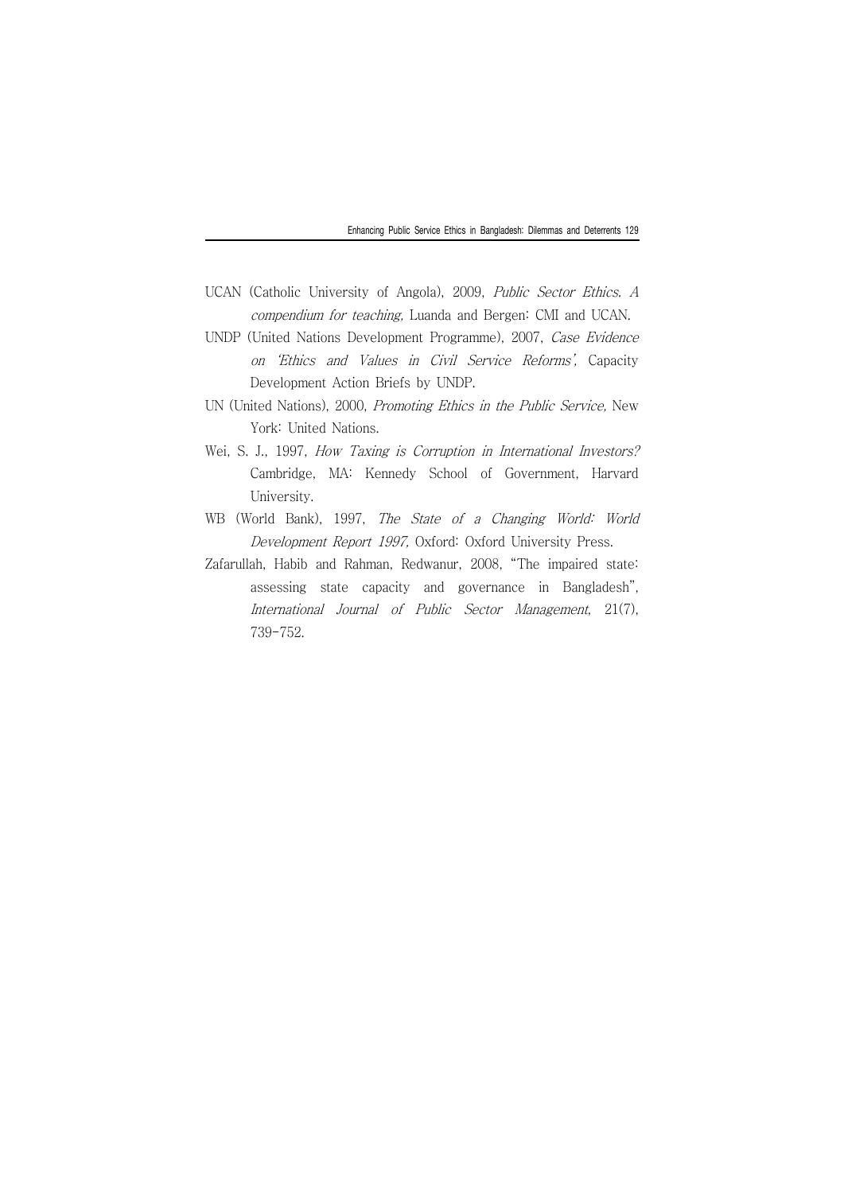UCAN (Catholic University of Angola), 2009, *Public Sector Ethics. A compendium for teaching,* Luanda and Bergen: CMI and UCAN.

UNDP (United Nations Development Programme), 2007, *Case Evidence on 'Ethics and Values in Civil Service Reforms',* Capacity Development Action Briefs by UNDP.

UN (United Nations), 2000, *Promoting Ethics in the Public Service,* New York: United Nations.

Wei, S. J., 1997, *How Taxing is Corruption in International Investors?* Cambridge, MA: Kennedy School of Government, Harvard University.

WB (World Bank), 1997, *The State of a Changing World: World Development Report 1997,* Oxford: Oxford University Press.

Zafarullah, Habib and Rahman, Redwanur, 2008, "The impaired state: assessing state capacity and governance in Bangladesh", *International Journal of Public Sector Management*, 21(7), 739-752.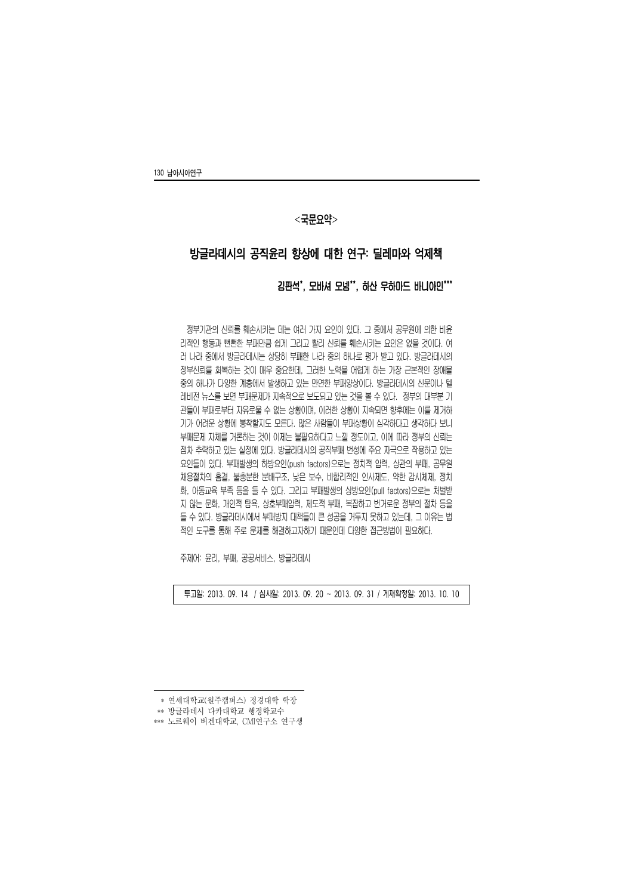<국문요약>

## 방글라데시의 공직윤리 향상에 대한 연구: 딜레마와 억제책

**김판석*, 모바셔 모넴**, 하산 무하마드 바니아민*****

정부기관의 신뢰를 훼손시키는 데는 여러 가지 요인이 있다. 그 중에서 공무원에 의한 비윤리적인 행동과 뻔뻔한 부패만큼 쉽게 그리고 빨리 신뢰를 훼손시키는 요인은 없을 것이다. 여러 나라 중에서 방글라데시는 상당히 부패한 나라 중의 하나로 평가 받고 있다. 방글라데시의 정부신뢰를 회복하는 것이 매우 중요한데, 그러한 노력을 어렵게 하는 가장 근본적인 장애물 중의 하나가 다양한 계층에서 발생하고 있는 만연한 부패양상이다. 방글라데시의 신문이나 텔레비전 뉴스를 보면 부패문제가 지속적으로 보도되고 있는 것을 볼 수 있다.  정부의 대부분 기관들이 부패로부터 자유로울 수 없는 상황이며, 이러한 상황이 지속되면 향후에는 이를 제거하기가 어려운 상황에 봉착할지도 모른다. 많은 사람들이 부패상황이 심각하다고 생각하다 보니 부패문제 자체를 거론하는 것이 이제는 불필요하다고 느낄 정도이고, 이에 따라 정부의 신뢰는 점차 추락하고 있는 실정에 있다. 방글라데시의 공직부패 번성에 주요 자극으로 작용하고 있는 요인들이 있다. 부패발생의 하방요인(push factors)으로는 정치적 압력, 상관의 부패, 공무원 채용절차의 흠결, 불충분한 분배구조, 낮은 보수, 비합리적인 인사제도, 약한 감시체제, 정치화, 아동교육 부족 등을 들 수 있다. 그리고 부패발생의 상방요인(pull factors)으로는 처벌받지 않는 문화, 개인적 탐욕, 상호부패압력, 제도적 부패, 복잡하고 번거로운 정부의 절차 등을 들 수 있다. 방글라데시에서 부패방지 대책들이 큰 성공을 거두지 못하고 있는데, 그 이유는 법적인 도구를 통해 주로 문제를 해결하고자하기 때문인데 다양한 접근방법이 필요하다.

주제어: 윤리, 부패, 공공서비스, 방글라데시

투고일: 2013. 09. 14  / 심사일: 2013. 09. 20 ~ 2013. 09. 31 / 게재확정일: 2013. 10. 10

---

\* 연세대학교(원주캠퍼스) 정경대학 학장

\*\* 방글라데시 다카대학교 행정학교수

\*\*\* 노르웨이 버겐대학교, CMI연구소 연구생